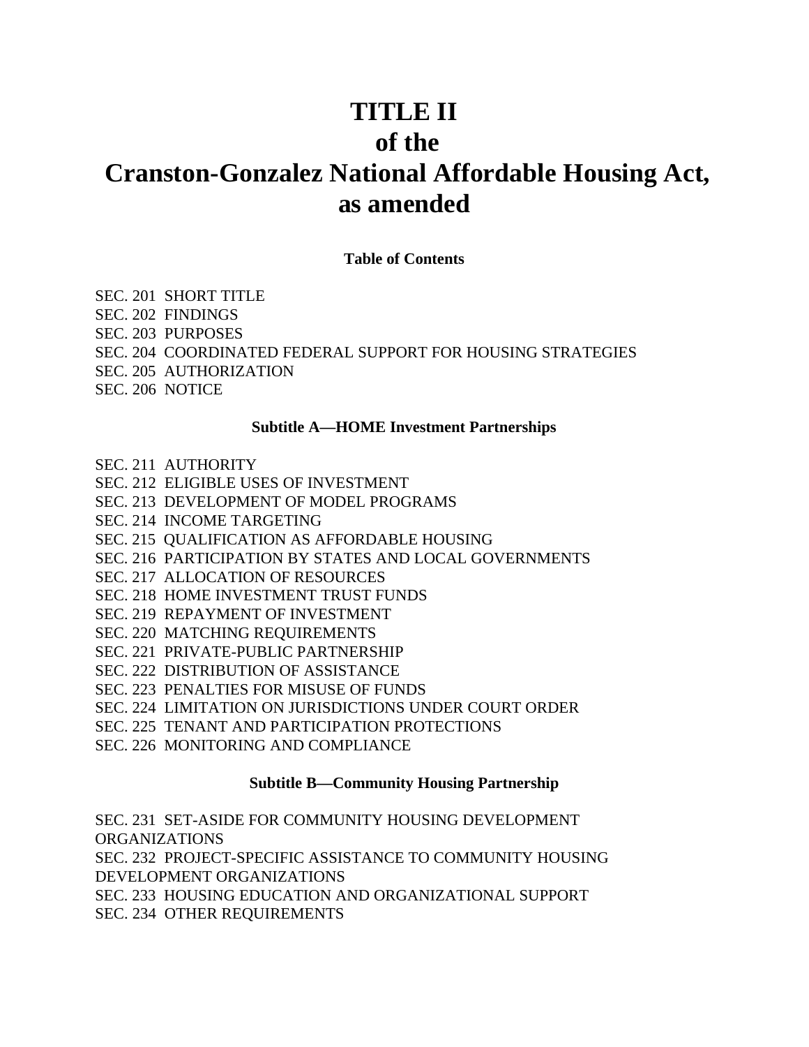# TITLE II
# of the
# Cranston-Gonzalez National Affordable Housing Act, as amended

**Table of Contents**

SEC. 201 SHORT TITLE
SEC. 202 FINDINGS
SEC. 203 PURPOSES
SEC. 204 COORDINATED FEDERAL SUPPORT FOR HOUSING STRATEGIES
SEC. 205 AUTHORIZATION
SEC. 206 NOTICE

**Subtitle A—HOME Investment Partnerships**

SEC. 211 AUTHORITY
SEC. 212 ELIGIBLE USES OF INVESTMENT
SEC. 213 DEVELOPMENT OF MODEL PROGRAMS
SEC. 214 INCOME TARGETING
SEC. 215 QUALIFICATION AS AFFORDABLE HOUSING
SEC. 216 PARTICIPATION BY STATES AND LOCAL GOVERNMENTS
SEC. 217 ALLOCATION OF RESOURCES
SEC. 218 HOME INVESTMENT TRUST FUNDS
SEC. 219 REPAYMENT OF INVESTMENT
SEC. 220 MATCHING REQUIREMENTS
SEC. 221 PRIVATE-PUBLIC PARTNERSHIP
SEC. 222 DISTRIBUTION OF ASSISTANCE
SEC. 223 PENALTIES FOR MISUSE OF FUNDS
SEC. 224 LIMITATION ON JURISDICTIONS UNDER COURT ORDER
SEC. 225 TENANT AND PARTICIPATION PROTECTIONS
SEC. 226 MONITORING AND COMPLIANCE

**Subtitle B—Community Housing Partnership**

SEC. 231 SET-ASIDE FOR COMMUNITY HOUSING DEVELOPMENT ORGANIZATIONS
SEC. 232 PROJECT-SPECIFIC ASSISTANCE TO COMMUNITY HOUSING DEVELOPMENT ORGANIZATIONS
SEC. 233 HOUSING EDUCATION AND ORGANIZATIONAL SUPPORT
SEC. 234 OTHER REQUIREMENTS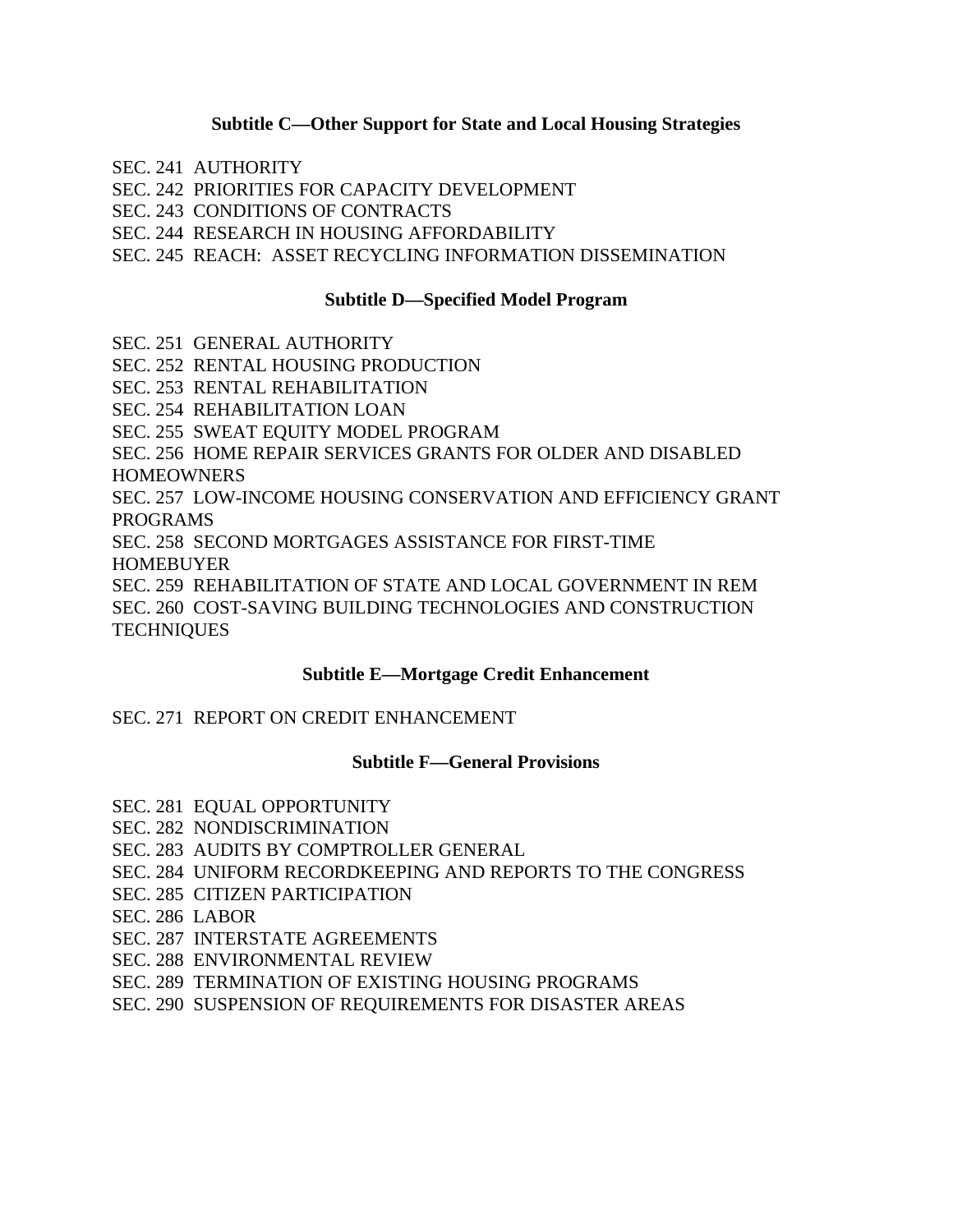### Subtitle C—Other Support for State and Local Housing Strategies

SEC. 241 AUTHORITY
SEC. 242 PRIORITIES FOR CAPACITY DEVELOPMENT
SEC. 243 CONDITIONS OF CONTRACTS
SEC. 244 RESEARCH IN HOUSING AFFORDABILITY
SEC. 245 REACH: ASSET RECYCLING INFORMATION DISSEMINATION

### Subtitle D—Specified Model Program

SEC. 251 GENERAL AUTHORITY
SEC. 252 RENTAL HOUSING PRODUCTION
SEC. 253 RENTAL REHABILITATION
SEC. 254 REHABILITATION LOAN
SEC. 255 SWEAT EQUITY MODEL PROGRAM
SEC. 256 HOME REPAIR SERVICES GRANTS FOR OLDER AND DISABLED HOMEOWNERS
SEC. 257 LOW-INCOME HOUSING CONSERVATION AND EFFICIENCY GRANT PROGRAMS
SEC. 258 SECOND MORTGAGES ASSISTANCE FOR FIRST-TIME HOMEBUYER
SEC. 259 REHABILITATION OF STATE AND LOCAL GOVERNMENT IN REM
SEC. 260 COST-SAVING BUILDING TECHNOLOGIES AND CONSTRUCTION TECHNIQUES

### Subtitle E—Mortgage Credit Enhancement

SEC. 271 REPORT ON CREDIT ENHANCEMENT

### Subtitle F—General Provisions

SEC. 281 EQUAL OPPORTUNITY
SEC. 282 NONDISCRIMINATION
SEC. 283 AUDITS BY COMPTROLLER GENERAL
SEC. 284 UNIFORM RECORDKEEPING AND REPORTS TO THE CONGRESS
SEC. 285 CITIZEN PARTICIPATION
SEC. 286 LABOR
SEC. 287 INTERSTATE AGREEMENTS
SEC. 288 ENVIRONMENTAL REVIEW
SEC. 289 TERMINATION OF EXISTING HOUSING PROGRAMS
SEC. 290 SUSPENSION OF REQUIREMENTS FOR DISASTER AREAS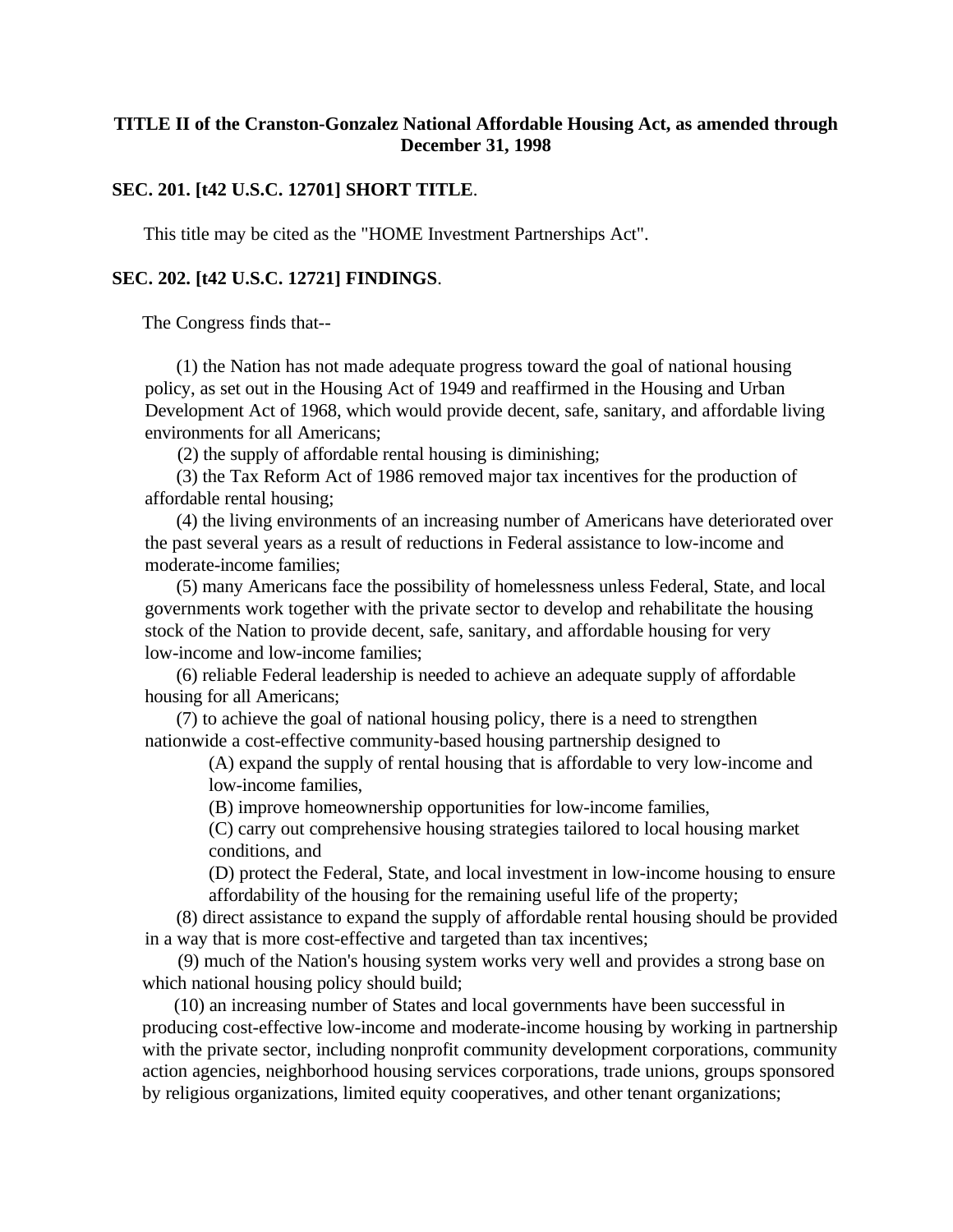**TITLE II of the Cranston-Gonzalez National Affordable Housing Act, as amended through December 31, 1998**

**SEC. 201. [t42 U.S.C. 12701] SHORT TITLE**.

This title may be cited as the "HOME Investment Partnerships Act".

**SEC. 202. [t42 U.S.C. 12721] FINDINGS**.

The Congress finds that--

(1) the Nation has not made adequate progress toward the goal of national housing policy, as set out in the Housing Act of 1949 and reaffirmed in the Housing and Urban Development Act of 1968, which would provide decent, safe, sanitary, and affordable living environments for all Americans;

(2) the supply of affordable rental housing is diminishing;

(3) the Tax Reform Act of 1986 removed major tax incentives for the production of affordable rental housing;

(4) the living environments of an increasing number of Americans have deteriorated over the past several years as a result of reductions in Federal assistance to low-income and moderate-income families;

(5) many Americans face the possibility of homelessness unless Federal, State, and local governments work together with the private sector to develop and rehabilitate the housing stock of the Nation to provide decent, safe, sanitary, and affordable housing for very low-income and low-income families;

(6) reliable Federal leadership is needed to achieve an adequate supply of affordable housing for all Americans;

(7) to achieve the goal of national housing policy, there is a need to strengthen nationwide a cost-effective community-based housing partnership designed to

(A) expand the supply of rental housing that is affordable to very low-income and low-income families,

(B) improve homeownership opportunities for low-income families,

(C) carry out comprehensive housing strategies tailored to local housing market conditions, and

(D) protect the Federal, State, and local investment in low-income housing to ensure affordability of the housing for the remaining useful life of the property;

(8) direct assistance to expand the supply of affordable rental housing should be provided in a way that is more cost-effective and targeted than tax incentives;

(9) much of the Nation's housing system works very well and provides a strong base on which national housing policy should build;

(10) an increasing number of States and local governments have been successful in producing cost-effective low-income and moderate-income housing by working in partnership with the private sector, including nonprofit community development corporations, community action agencies, neighborhood housing services corporations, trade unions, groups sponsored by religious organizations, limited equity cooperatives, and other tenant organizations;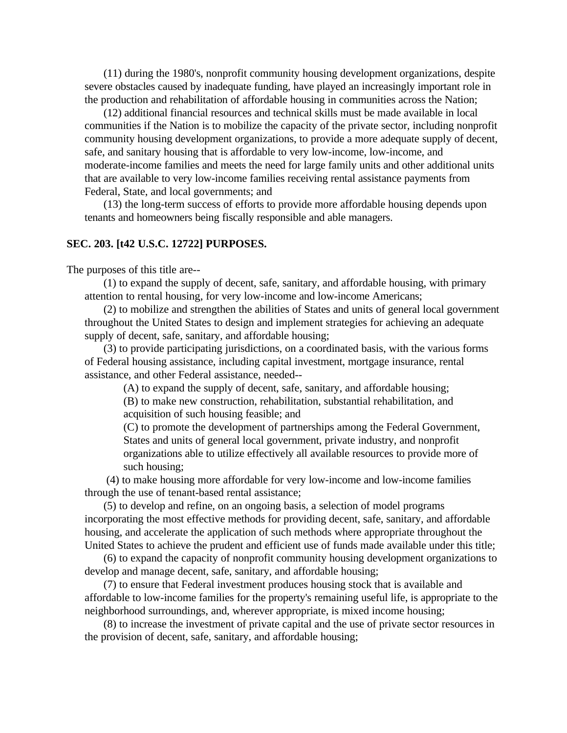(11) during the 1980's, nonprofit community housing development organizations, despite severe obstacles caused by inadequate funding, have played an increasingly important role in the production and rehabilitation of affordable housing in communities across the Nation;

(12) additional financial resources and technical skills must be made available in local communities if the Nation is to mobilize the capacity of the private sector, including nonprofit community housing development organizations, to provide a more adequate supply of decent, safe, and sanitary housing that is affordable to very low-income, low-income, and moderate-income families and meets the need for large family units and other additional units that are available to very low-income families receiving rental assistance payments from Federal, State, and local governments; and

(13) the long-term success of efforts to provide more affordable housing depends upon tenants and homeowners being fiscally responsible and able managers.

**SEC. 203. [t42 U.S.C. 12722] PURPOSES.**

The purposes of this title are--

(1) to expand the supply of decent, safe, sanitary, and affordable housing, with primary attention to rental housing, for very low-income and low-income Americans;

(2) to mobilize and strengthen the abilities of States and units of general local government throughout the United States to design and implement strategies for achieving an adequate supply of decent, safe, sanitary, and affordable housing;

(3) to provide participating jurisdictions, on a coordinated basis, with the various forms of Federal housing assistance, including capital investment, mortgage insurance, rental assistance, and other Federal assistance, needed--

(A) to expand the supply of decent, safe, sanitary, and affordable housing;

(B) to make new construction, rehabilitation, substantial rehabilitation, and acquisition of such housing feasible; and

(C) to promote the development of partnerships among the Federal Government, States and units of general local government, private industry, and nonprofit organizations able to utilize effectively all available resources to provide more of such housing;

(4) to make housing more affordable for very low-income and low-income families through the use of tenant-based rental assistance;

(5) to develop and refine, on an ongoing basis, a selection of model programs incorporating the most effective methods for providing decent, safe, sanitary, and affordable housing, and accelerate the application of such methods where appropriate throughout the United States to achieve the prudent and efficient use of funds made available under this title;

(6) to expand the capacity of nonprofit community housing development organizations to develop and manage decent, safe, sanitary, and affordable housing;

(7) to ensure that Federal investment produces housing stock that is available and affordable to low-income families for the property's remaining useful life, is appropriate to the neighborhood surroundings, and, wherever appropriate, is mixed income housing;

(8) to increase the investment of private capital and the use of private sector resources in the provision of decent, safe, sanitary, and affordable housing;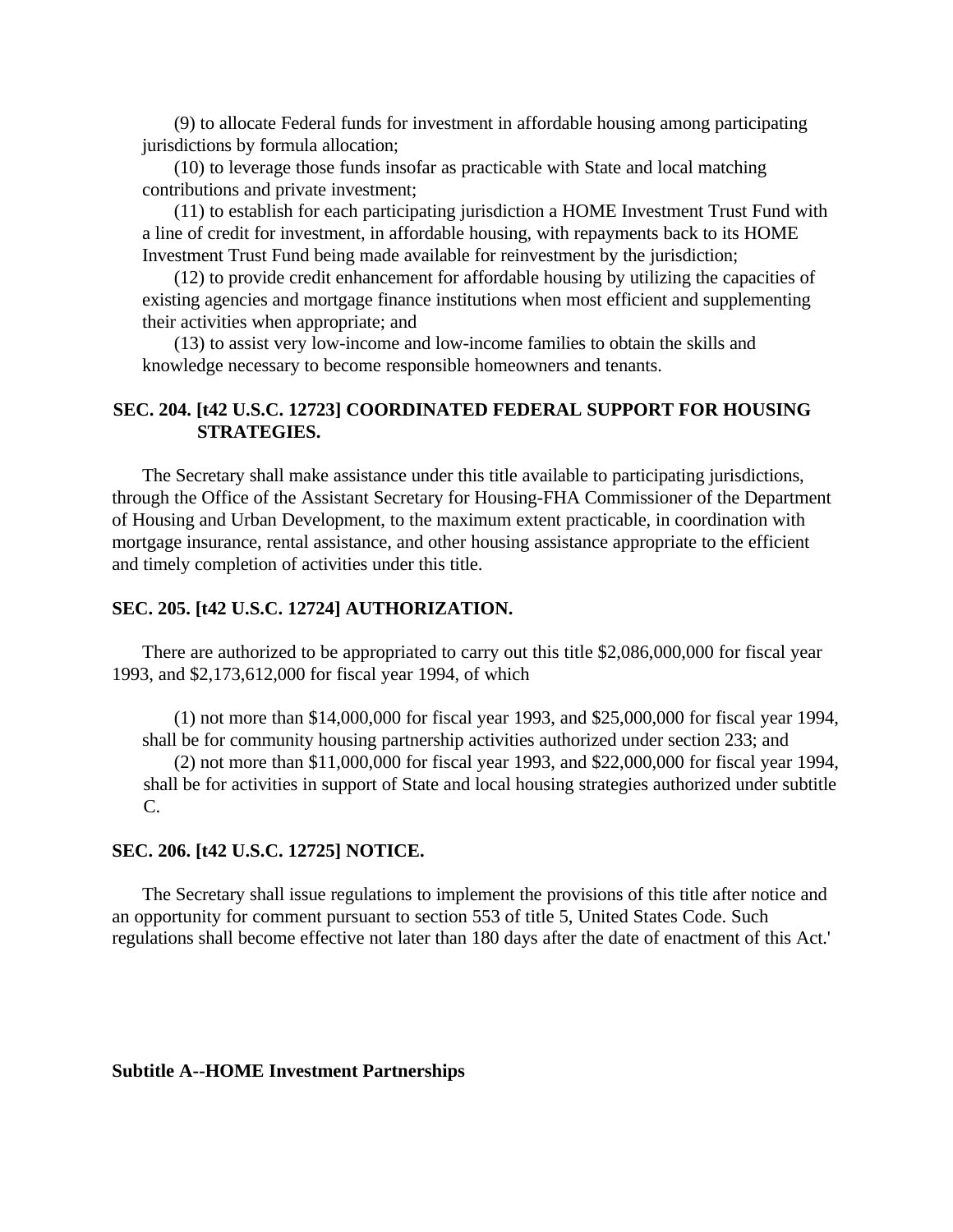(9) to allocate Federal funds for investment in affordable housing among participating jurisdictions by formula allocation;

(10) to leverage those funds insofar as practicable with State and local matching contributions and private investment;

(11) to establish for each participating jurisdiction a HOME Investment Trust Fund with a line of credit for investment, in affordable housing, with repayments back to its HOME Investment Trust Fund being made available for reinvestment by the jurisdiction;

(12) to provide credit enhancement for affordable housing by utilizing the capacities of existing agencies and mortgage finance institutions when most efficient and supplementing their activities when appropriate; and

(13) to assist very low-income and low-income families to obtain the skills and knowledge necessary to become responsible homeowners and tenants.

**SEC. 204. [t42 U.S.C. 12723] COORDINATED FEDERAL SUPPORT FOR HOUSING STRATEGIES.**

The Secretary shall make assistance under this title available to participating jurisdictions, through the Office of the Assistant Secretary for Housing-FHA Commissioner of the Department of Housing and Urban Development, to the maximum extent practicable, in coordination with mortgage insurance, rental assistance, and other housing assistance appropriate to the efficient and timely completion of activities under this title.

**SEC. 205. [t42 U.S.C. 12724] AUTHORIZATION.**

There are authorized to be appropriated to carry out this title $2,086,000,000 for fiscal year 1993, and $2,173,612,000 for fiscal year 1994, of which

(1) not more than $14,000,000 for fiscal year 1993, and $25,000,000 for fiscal year 1994, shall be for community housing partnership activities authorized under section 233; and

(2) not more than $11,000,000 for fiscal year 1993, and $22,000,000 for fiscal year 1994, shall be for activities in support of State and local housing strategies authorized under subtitle C.

**SEC. 206. [t42 U.S.C. 12725] NOTICE.**

The Secretary shall issue regulations to implement the provisions of this title after notice and an opportunity for comment pursuant to section 553 of title 5, United States Code. Such regulations shall become effective not later than 180 days after the date of enactment of this Act.'

**Subtitle A--HOME Investment Partnerships**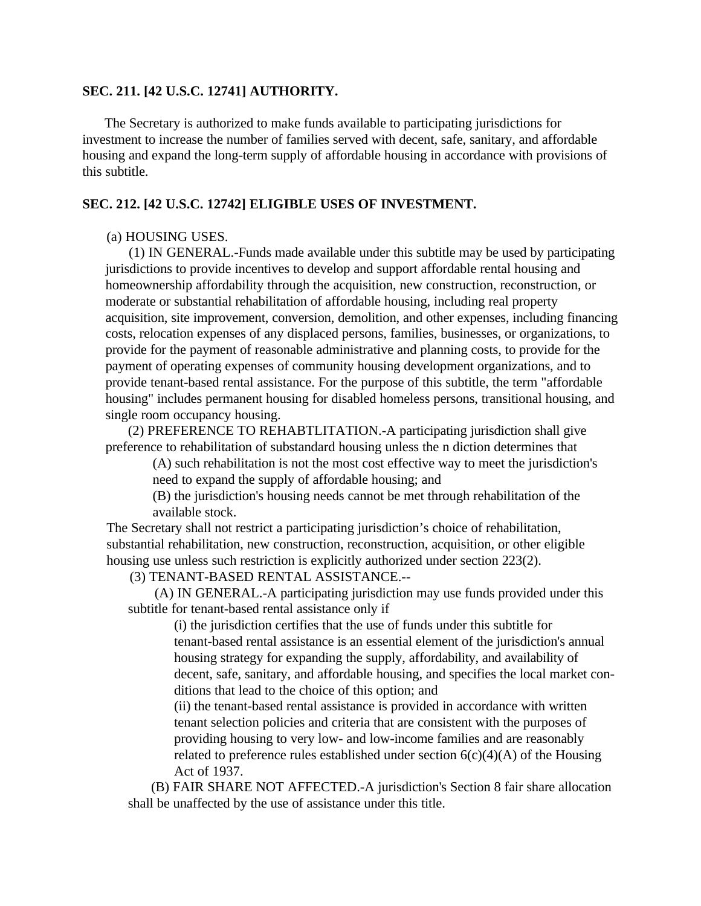**SEC. 211. [42 U.S.C. 12741] AUTHORITY.**

The Secretary is authorized to make funds available to participating jurisdictions for investment to increase the number of families served with decent, safe, sanitary, and affordable housing and expand the long-term supply of affordable housing in accordance with provisions of this subtitle.

**SEC. 212. [42 U.S.C. 12742] ELIGIBLE USES OF INVESTMENT.**

(a) HOUSING USES.

(1) IN GENERAL.-Funds made available under this subtitle may be used by participating jurisdictions to provide incentives to develop and support affordable rental housing and homeownership affordability through the acquisition, new construction, reconstruction, or moderate or substantial rehabilitation of affordable housing, including real property acquisition, site improvement, conversion, demolition, and other expenses, including financing costs, relocation expenses of any displaced persons, families, businesses, or organizations, to provide for the payment of reasonable administrative and planning costs, to provide for the payment of operating expenses of community housing development organizations, and to provide tenant-based rental assistance. For the purpose of this subtitle, the term "affordable housing" includes permanent housing for disabled homeless persons, transitional housing, and single room occupancy housing.

(2) PREFERENCE TO REHABTLITATION.-A participating jurisdiction shall give preference to rehabilitation of substandard housing unless the n diction determines that

(A) such rehabilitation is not the most cost effective way to meet the jurisdiction's need to expand the supply of affordable housing; and

(B) the jurisdiction's housing needs cannot be met through rehabilitation of the available stock.

The Secretary shall not restrict a participating jurisdiction's choice of rehabilitation, substantial rehabilitation, new construction, reconstruction, acquisition, or other eligible housing use unless such restriction is explicitly authorized under section 223(2).

(3) TENANT-BASED RENTAL ASSISTANCE.--

(A) IN GENERAL.-A participating jurisdiction may use funds provided under this subtitle for tenant-based rental assistance only if

(i) the jurisdiction certifies that the use of funds under this subtitle for tenant-based rental assistance is an essential element of the jurisdiction's annual housing strategy for expanding the supply, affordability, and availability of decent, safe, sanitary, and affordable housing, and specifies the local market conditions that lead to the choice of this option; and

(ii) the tenant-based rental assistance is provided in accordance with written tenant selection policies and criteria that are consistent with the purposes of providing housing to very low- and low-income families and are reasonably related to preference rules established under section 6(c)(4)(A) of the Housing Act of 1937.

(B) FAIR SHARE NOT AFFECTED.-A jurisdiction's Section 8 fair share allocation shall be unaffected by the use of assistance under this title.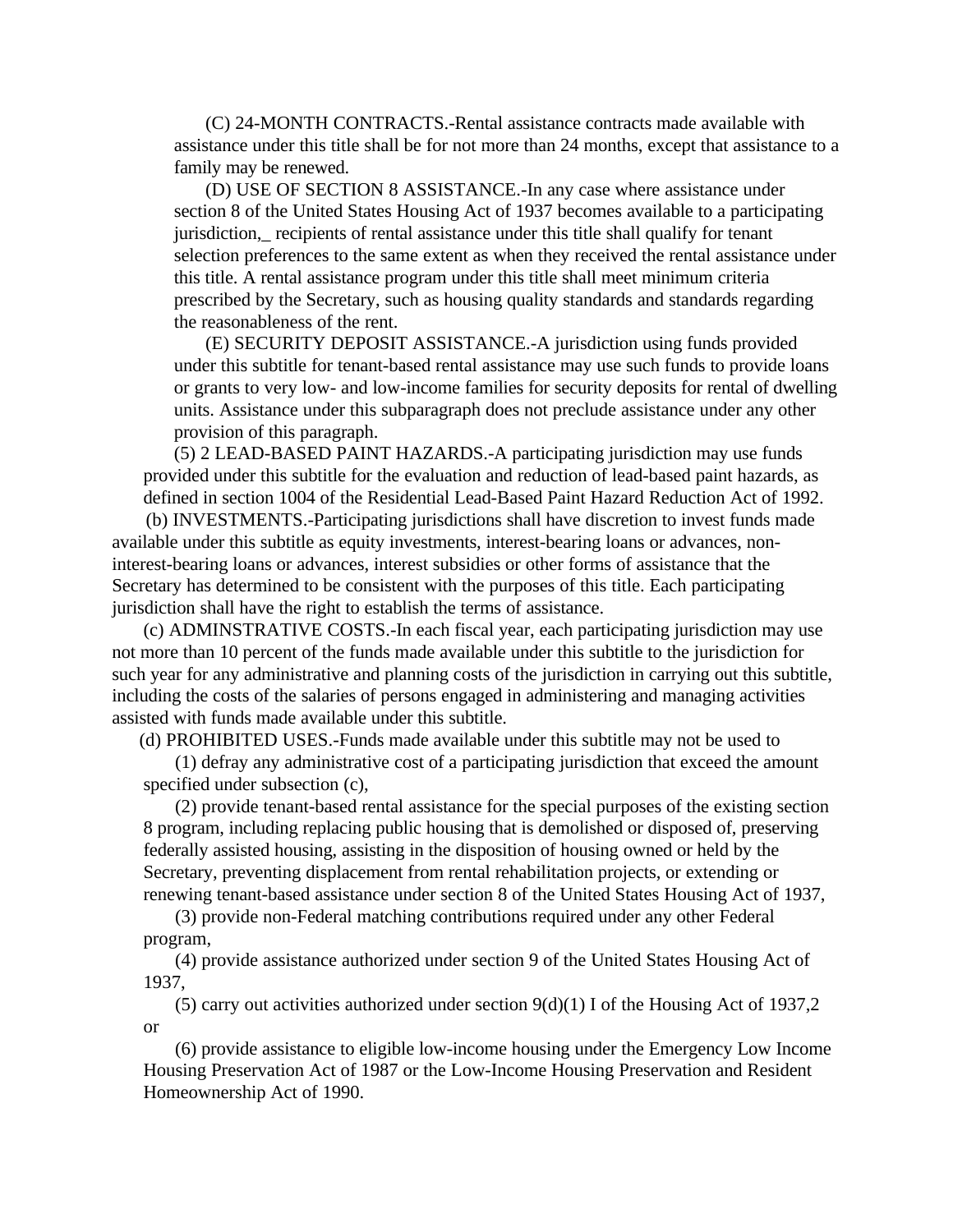(C) 24-MONTH CONTRACTS.-Rental assistance contracts made available with assistance under this title shall be for not more than 24 months, except that assistance to a family may be renewed.

(D) USE OF SECTION 8 ASSISTANCE.-In any case where assistance under section 8 of the United States Housing Act of 1937 becomes available to a participating jurisdiction,_ recipients of rental assistance under this title shall qualify for tenant selection preferences to the same extent as when they received the rental assistance under this title. A rental assistance program under this title shall meet minimum criteria prescribed by the Secretary, such as housing quality standards and standards regarding the reasonableness of the rent.

(E) SECURITY DEPOSIT ASSISTANCE.-A jurisdiction using funds provided under this subtitle for tenant-based rental assistance may use such funds to provide loans or grants to very low- and low-income families for security deposits for rental of dwelling units. Assistance under this subparagraph does not preclude assistance under any other provision of this paragraph.

(5) 2 LEAD-BASED PAINT HAZARDS.-A participating jurisdiction may use funds provided under this subtitle for the evaluation and reduction of lead-based paint hazards, as defined in section 1004 of the Residential Lead-Based Paint Hazard Reduction Act of 1992.

(b) INVESTMENTS.-Participating jurisdictions shall have discretion to invest funds made available under this subtitle as equity investments, interest-bearing loans or advances, non-interest-bearing loans or advances, interest subsidies or other forms of assistance that the Secretary has determined to be consistent with the purposes of this title. Each participating jurisdiction shall have the right to establish the terms of assistance.

(c) ADMINSTRATIVE COSTS.-In each fiscal year, each participating jurisdiction may use not more than 10 percent of the funds made available under this subtitle to the jurisdiction for such year for any administrative and planning costs of the jurisdiction in carrying out this subtitle, including the costs of the salaries of persons engaged in administering and managing activities assisted with funds made available under this subtitle.

(d) PROHIBITED USES.-Funds made available under this subtitle may not be used to

(1) defray any administrative cost of a participating jurisdiction that exceed the amount specified under subsection (c),

(2) provide tenant-based rental assistance for the special purposes of the existing section 8 program, including replacing public housing that is demolished or disposed of, preserving federally assisted housing, assisting in the disposition of housing owned or held by the Secretary, preventing displacement from rental rehabilitation projects, or extending or renewing tenant-based assistance under section 8 of the United States Housing Act of 1937,

(3) provide non-Federal matching contributions required under any other Federal program,

(4) provide assistance authorized under section 9 of the United States Housing Act of 1937,

(5) carry out activities authorized under section 9(d)(1) I of the Housing Act of 1937,2 or

(6) provide assistance to eligible low-income housing under the Emergency Low Income Housing Preservation Act of 1987 or the Low-Income Housing Preservation and Resident Homeownership Act of 1990.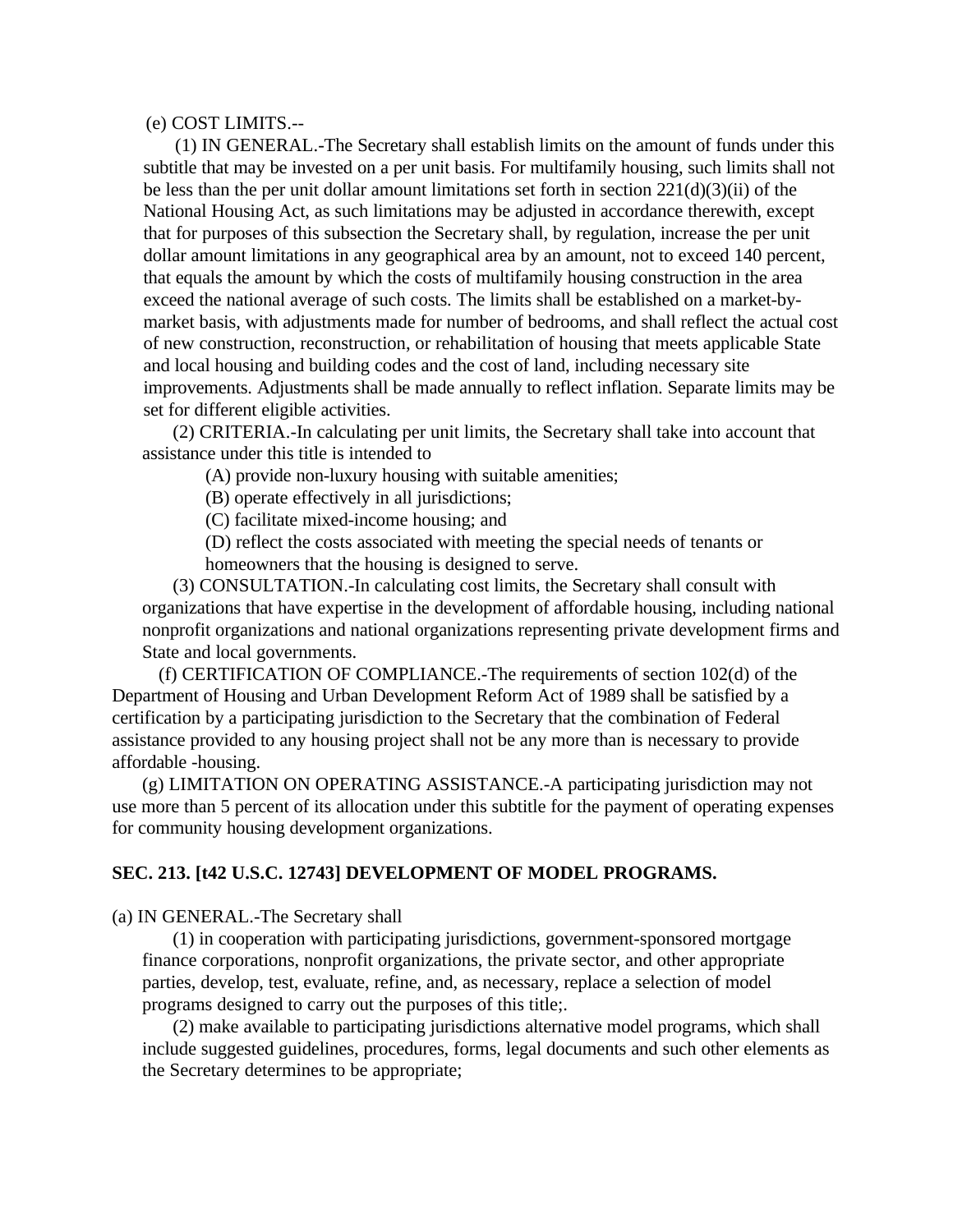(e) COST LIMITS.--

(1) IN GENERAL.-The Secretary shall establish limits on the amount of funds under this subtitle that may be invested on a per unit basis. For multifamily housing, such limits shall not be less than the per unit dollar amount limitations set forth in section 221(d)(3)(ii) of the National Housing Act, as such limitations may be adjusted in accordance therewith, except that for purposes of this subsection the Secretary shall, by regulation, increase the per unit dollar amount limitations in any geographical area by an amount, not to exceed 140 percent, that equals the amount by which the costs of multifamily housing construction in the area exceed the national average of such costs. The limits shall be established on a market-by-market basis, with adjustments made for number of bedrooms, and shall reflect the actual cost of new construction, reconstruction, or rehabilitation of housing that meets applicable State and local housing and building codes and the cost of land, including necessary site improvements. Adjustments shall be made annually to reflect inflation. Separate limits may be set for different eligible activities.

(2) CRITERIA.-In calculating per unit limits, the Secretary shall take into account that assistance under this title is intended to

(A) provide non-luxury housing with suitable amenities;

(B) operate effectively in all jurisdictions;

(C) facilitate mixed-income housing; and

(D) reflect the costs associated with meeting the special needs of tenants or homeowners that the housing is designed to serve.

(3) CONSULTATION.-In calculating cost limits, the Secretary shall consult with organizations that have expertise in the development of affordable housing, including national nonprofit organizations and national organizations representing private development firms and State and local governments.

(f) CERTIFICATION OF COMPLIANCE.-The requirements of section 102(d) of the Department of Housing and Urban Development Reform Act of 1989 shall be satisfied by a certification by a participating jurisdiction to the Secretary that the combination of Federal assistance provided to any housing project shall not be any more than is necessary to provide affordable -housing.

(g) LIMITATION ON OPERATING ASSISTANCE.-A participating jurisdiction may not use more than 5 percent of its allocation under this subtitle for the payment of operating expenses for community housing development organizations.

**SEC. 213. [t42 U.S.C. 12743] DEVELOPMENT OF MODEL PROGRAMS.**

(a) IN GENERAL.-The Secretary shall

(1) in cooperation with participating jurisdictions, government-sponsored mortgage finance corporations, nonprofit organizations, the private sector, and other appropriate parties, develop, test, evaluate, refine, and, as necessary, replace a selection of model programs designed to carry out the purposes of this title;.

(2) make available to participating jurisdictions alternative model programs, which shall include suggested guidelines, procedures, forms, legal documents and such other elements as the Secretary determines to be appropriate;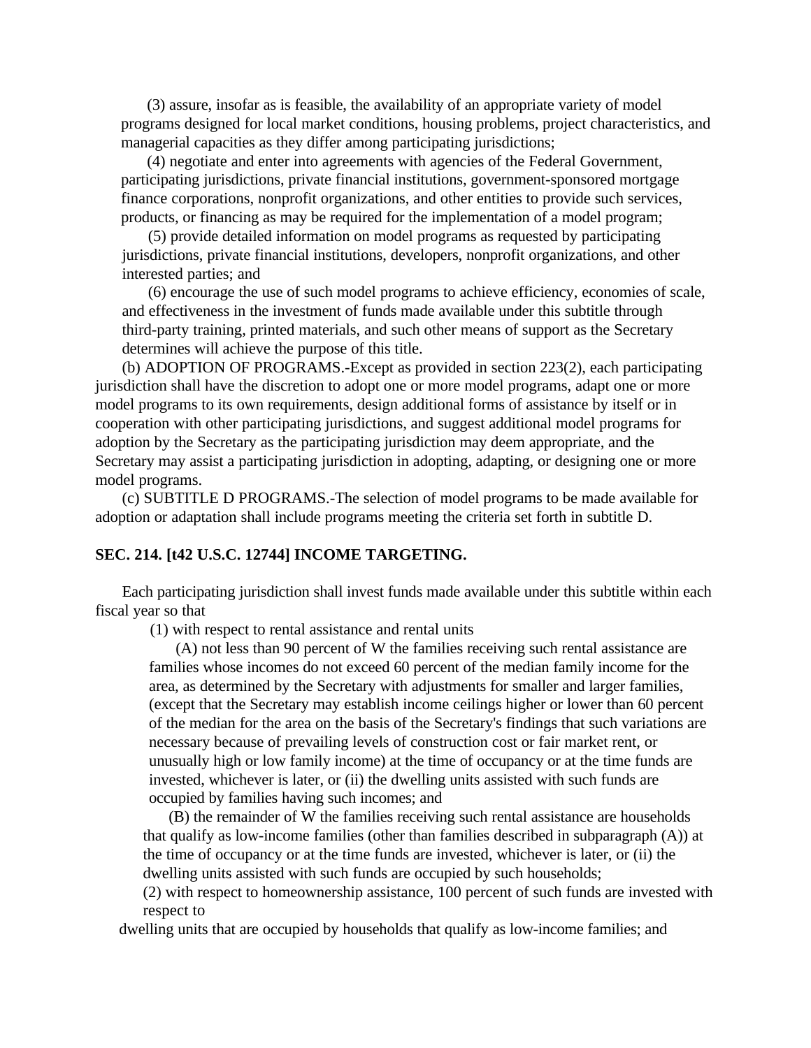(3) assure, insofar as is feasible, the availability of an appropriate variety of model programs designed for local market conditions, housing problems, project characteristics, and managerial capacities as they differ among participating jurisdictions;

(4) negotiate and enter into agreements with agencies of the Federal Government, participating jurisdictions, private financial institutions, government-sponsored mortgage finance corporations, nonprofit organizations, and other entities to provide such services, products, or financing as may be required for the implementation of a model program;

(5) provide detailed information on model programs as requested by participating jurisdictions, private financial institutions, developers, nonprofit organizations, and other interested parties; and

(6) encourage the use of such model programs to achieve efficiency, economies of scale, and effectiveness in the investment of funds made available under this subtitle through third-party training, printed materials, and such other means of support as the Secretary determines will achieve the purpose of this title.

(b) ADOPTION OF PROGRAMS.-Except as provided in section 223(2), each participating jurisdiction shall have the discretion to adopt one or more model programs, adapt one or more model programs to its own requirements, design additional forms of assistance by itself or in cooperation with other participating jurisdictions, and suggest additional model programs for adoption by the Secretary as the participating jurisdiction may deem appropriate, and the Secretary may assist a participating jurisdiction in adopting, adapting, or designing one or more model programs.

(c) SUBTITLE D PROGRAMS.-The selection of model programs to be made available for adoption or adaptation shall include programs meeting the criteria set forth in subtitle D.

**SEC. 214. [t42 U.S.C. 12744] INCOME TARGETING.**

Each participating jurisdiction shall invest funds made available under this subtitle within each fiscal year so that

(1) with respect to rental assistance and rental units

(A) not less than 90 percent of W the families receiving such rental assistance are families whose incomes do not exceed 60 percent of the median family income for the area, as determined by the Secretary with adjustments for smaller and larger families, (except that the Secretary may establish income ceilings higher or lower than 60 percent of the median for the area on the basis of the Secretary's findings that such variations are necessary because of prevailing levels of construction cost or fair market rent, or unusually high or low family income) at the time of occupancy or at the time funds are invested, whichever is later, or (ii) the dwelling units assisted with such funds are occupied by families having such incomes; and

(B) the remainder of W the families receiving such rental assistance are households that qualify as low-income families (other than families described in subparagraph (A)) at the time of occupancy or at the time funds are invested, whichever is later, or (ii) the dwelling units assisted with such funds are occupied by such households;

(2) with respect to homeownership assistance, 100 percent of such funds are invested with respect to dwelling units that are occupied by households that qualify as low-income families; and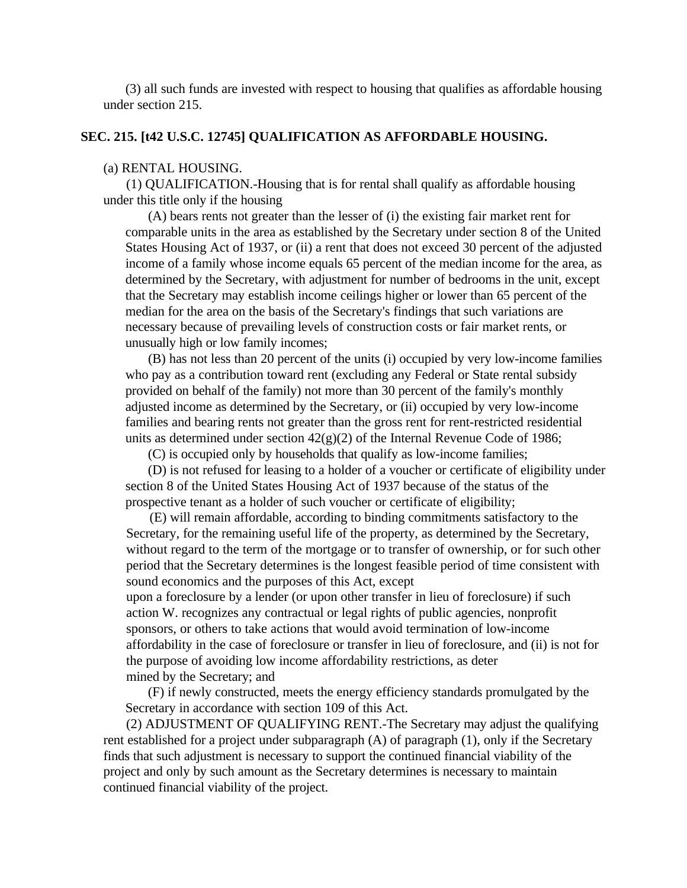(3) all such funds are invested with respect to housing that qualifies as affordable housing under section 215.

## SEC. 215. [t42 U.S.C. 12745] QUALIFICATION AS AFFORDABLE HOUSING.

(a) RENTAL HOUSING.

(1) QUALIFICATION.-Housing that is for rental shall qualify as affordable housing under this title only if the housing

(A) bears rents not greater than the lesser of (i) the existing fair market rent for comparable units in the area as established by the Secretary under section 8 of the United States Housing Act of 1937, or (ii) a rent that does not exceed 30 percent of the adjusted income of a family whose income equals 65 percent of the median income for the area, as determined by the Secretary, with adjustment for number of bedrooms in the unit, except that the Secretary may establish income ceilings higher or lower than 65 percent of the median for the area on the basis of the Secretary's findings that such variations are necessary because of prevailing levels of construction costs or fair market rents, or unusually high or low family incomes;

(B) has not less than 20 percent of the units (i) occupied by very low-income families who pay as a contribution toward rent (excluding any Federal or State rental subsidy provided on behalf of the family) not more than 30 percent of the family's monthly adjusted income as determined by the Secretary, or (ii) occupied by very low-income families and bearing rents not greater than the gross rent for rent-restricted residential units as determined under section 42(g)(2) of the Internal Revenue Code of 1986;

(C) is occupied only by households that qualify as low-income families;

(D) is not refused for leasing to a holder of a voucher or certificate of eligibility under section 8 of the United States Housing Act of 1937 because of the status of the prospective tenant as a holder of such voucher or certificate of eligibility;

(E) will remain affordable, according to binding commitments satisfactory to the Secretary, for the remaining useful life of the property, as determined by the Secretary, without regard to the term of the mortgage or to transfer of ownership, or for such other period that the Secretary determines is the longest feasible period of time consistent with sound economics and the purposes of this Act, except upon a foreclosure by a lender (or upon other transfer in lieu of foreclosure) if such action W. recognizes any contractual or legal rights of public agencies, nonprofit sponsors, or others to take actions that would avoid termination of low-income affordability in the case of foreclosure or transfer in lieu of foreclosure, and (ii) is not for the purpose of avoiding low income affordability restrictions, as determined by the Secretary; and

(F) if newly constructed, meets the energy efficiency standards promulgated by the Secretary in accordance with section 109 of this Act.

(2) ADJUSTMENT OF QUALIFYING RENT.-The Secretary may adjust the qualifying rent established for a project under subparagraph (A) of paragraph (1), only if the Secretary finds that such adjustment is necessary to support the continued financial viability of the project and only by such amount as the Secretary determines is necessary to maintain continued financial viability of the project.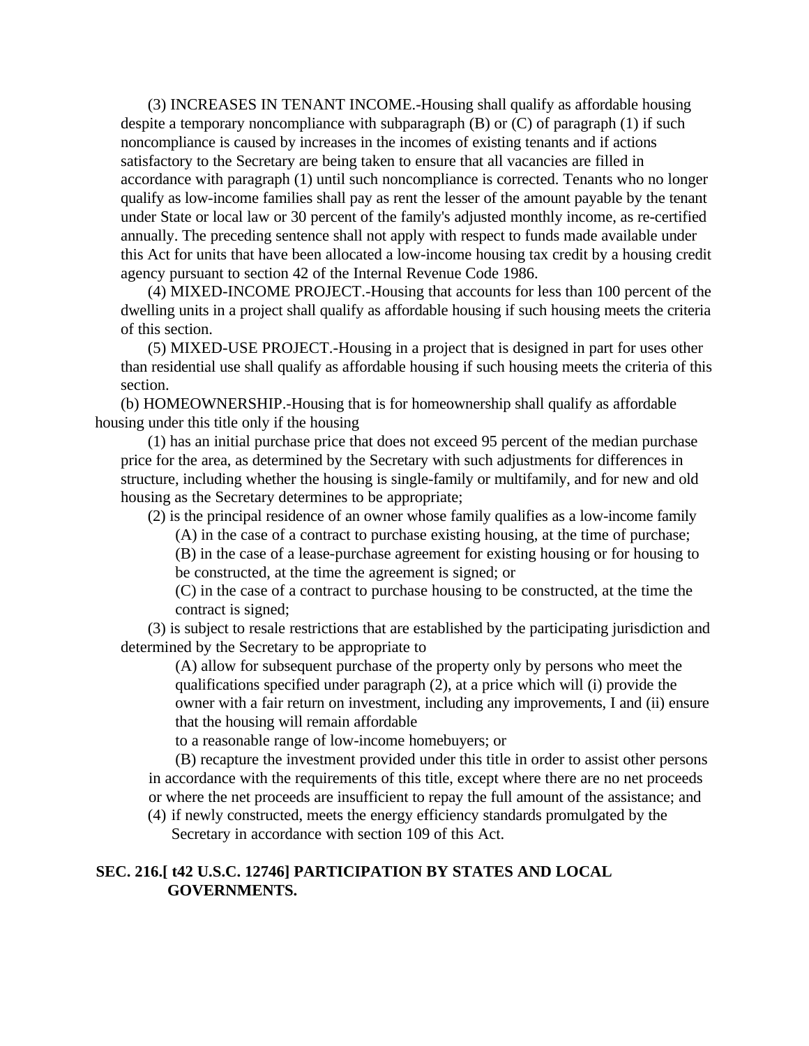(3) INCREASES IN TENANT INCOME.-Housing shall qualify as affordable housing despite a temporary noncompliance with subparagraph (B) or (C) of paragraph (1) if such noncompliance is caused by increases in the incomes of existing tenants and if actions satisfactory to the Secretary are being taken to ensure that all vacancies are filled in accordance with paragraph (1) until such noncompliance is corrected. Tenants who no longer qualify as low-income families shall pay as rent the lesser of the amount payable by the tenant under State or local law or 30 percent of the family's adjusted monthly income, as re-certified annually. The preceding sentence shall not apply with respect to funds made available under this Act for units that have been allocated a low-income housing tax credit by a housing credit agency pursuant to section 42 of the Internal Revenue Code 1986.

(4) MIXED-INCOME PROJECT.-Housing that accounts for less than 100 percent of the dwelling units in a project shall qualify as affordable housing if such housing meets the criteria of this section.

(5) MIXED-USE PROJECT.-Housing in a project that is designed in part for uses other than residential use shall qualify as affordable housing if such housing meets the criteria of this section.

(b) HOMEOWNERSHIP.-Housing that is for homeownership shall qualify as affordable housing under this title only if the housing

(1) has an initial purchase price that does not exceed 95 percent of the median purchase price for the area, as determined by the Secretary with such adjustments for differences in structure, including whether the housing is single-family or multifamily, and for new and old housing as the Secretary determines to be appropriate;

(2) is the principal residence of an owner whose family qualifies as a low-income family

(A) in the case of a contract to purchase existing housing, at the time of purchase;

(B) in the case of a lease-purchase agreement for existing housing or for housing to be constructed, at the time the agreement is signed; or

(C) in the case of a contract to purchase housing to be constructed, at the time the contract is signed;

(3) is subject to resale restrictions that are established by the participating jurisdiction and determined by the Secretary to be appropriate to

(A) allow for subsequent purchase of the property only by persons who meet the qualifications specified under paragraph (2), at a price which will (i) provide the owner with a fair return on investment, including any improvements, I and (ii) ensure that the housing will remain affordable to a reasonable range of low-income homebuyers; or

(B) recapture the investment provided under this title in order to assist other persons in accordance with the requirements of this title, except where there are no net proceeds or where the net proceeds are insufficient to repay the full amount of the assistance; and

(4) if newly constructed, meets the energy efficiency standards promulgated by the Secretary in accordance with section 109 of this Act.

## SEC. 216.[ t42 U.S.C. 12746] PARTICIPATION BY STATES AND LOCAL GOVERNMENTS.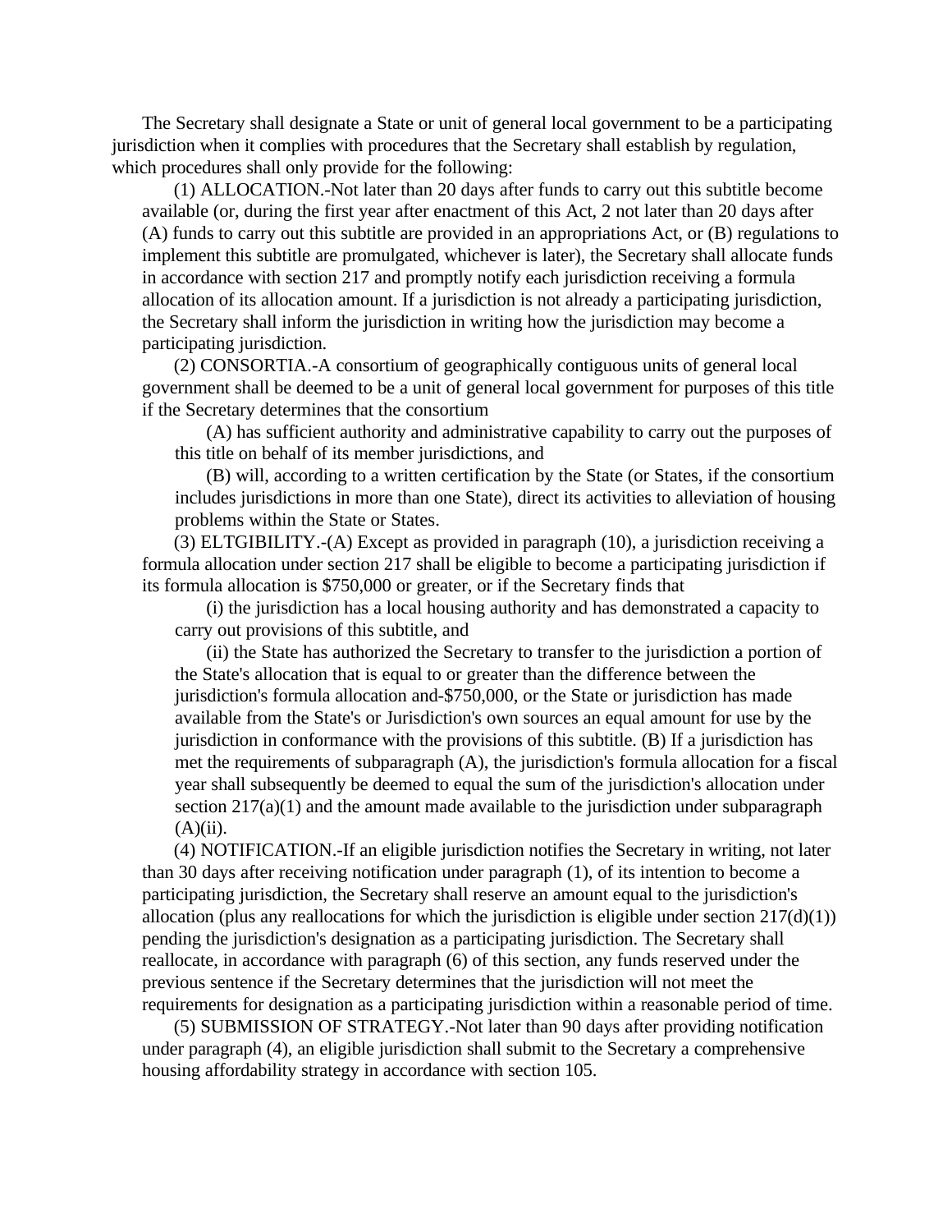The Secretary shall designate a State or unit of general local government to be a participating jurisdiction when it complies with procedures that the Secretary shall establish by regulation, which procedures shall only provide for the following:

(1) ALLOCATION.-Not later than 20 days after funds to carry out this subtitle become available (or, during the first year after enactment of this Act, 2 not later than 20 days after (A) funds to carry out this subtitle are provided in an appropriations Act, or (B) regulations to implement this subtitle are promulgated, whichever is later), the Secretary shall allocate funds in accordance with section 217 and promptly notify each jurisdiction receiving a formula allocation of its allocation amount. If a jurisdiction is not already a participating jurisdiction, the Secretary shall inform the jurisdiction in writing how the jurisdiction may become a participating jurisdiction.

(2) CONSORTIA.-A consortium of geographically contiguous units of general local government shall be deemed to be a unit of general local government for purposes of this title if the Secretary determines that the consortium

(A) has sufficient authority and administrative capability to carry out the purposes of this title on behalf of its member jurisdictions, and

(B) will, according to a written certification by the State (or States, if the consortium includes jurisdictions in more than one State), direct its activities to alleviation of housing problems within the State or States.

(3) ELTGIBILITY.-(A) Except as provided in paragraph (10), a jurisdiction receiving a formula allocation under section 217 shall be eligible to become a participating jurisdiction if its formula allocation is $750,000 or greater, or if the Secretary finds that

(i) the jurisdiction has a local housing authority and has demonstrated a capacity to carry out provisions of this subtitle, and

(ii) the State has authorized the Secretary to transfer to the jurisdiction a portion of the State's allocation that is equal to or greater than the difference between the jurisdiction's formula allocation and-$750,000, or the State or jurisdiction has made available from the State's or Jurisdiction's own sources an equal amount for use by the jurisdiction in conformance with the provisions of this subtitle. (B) If a jurisdiction has met the requirements of subparagraph (A), the jurisdiction's formula allocation for a fiscal year shall subsequently be deemed to equal the sum of the jurisdiction's allocation under section 217(a)(1) and the amount made available to the jurisdiction under subparagraph (A)(ii).

(4) NOTIFICATION.-If an eligible jurisdiction notifies the Secretary in writing, not later than 30 days after receiving notification under paragraph (1), of its intention to become a participating jurisdiction, the Secretary shall reserve an amount equal to the jurisdiction's allocation (plus any reallocations for which the jurisdiction is eligible under section 217(d)(1)) pending the jurisdiction's designation as a participating jurisdiction. The Secretary shall reallocate, in accordance with paragraph (6) of this section, any funds reserved under the previous sentence if the Secretary determines that the jurisdiction will not meet the requirements for designation as a participating jurisdiction within a reasonable period of time.

(5) SUBMISSION OF STRATEGY.-Not later than 90 days after providing notification under paragraph (4), an eligible jurisdiction shall submit to the Secretary a comprehensive housing affordability strategy in accordance with section 105.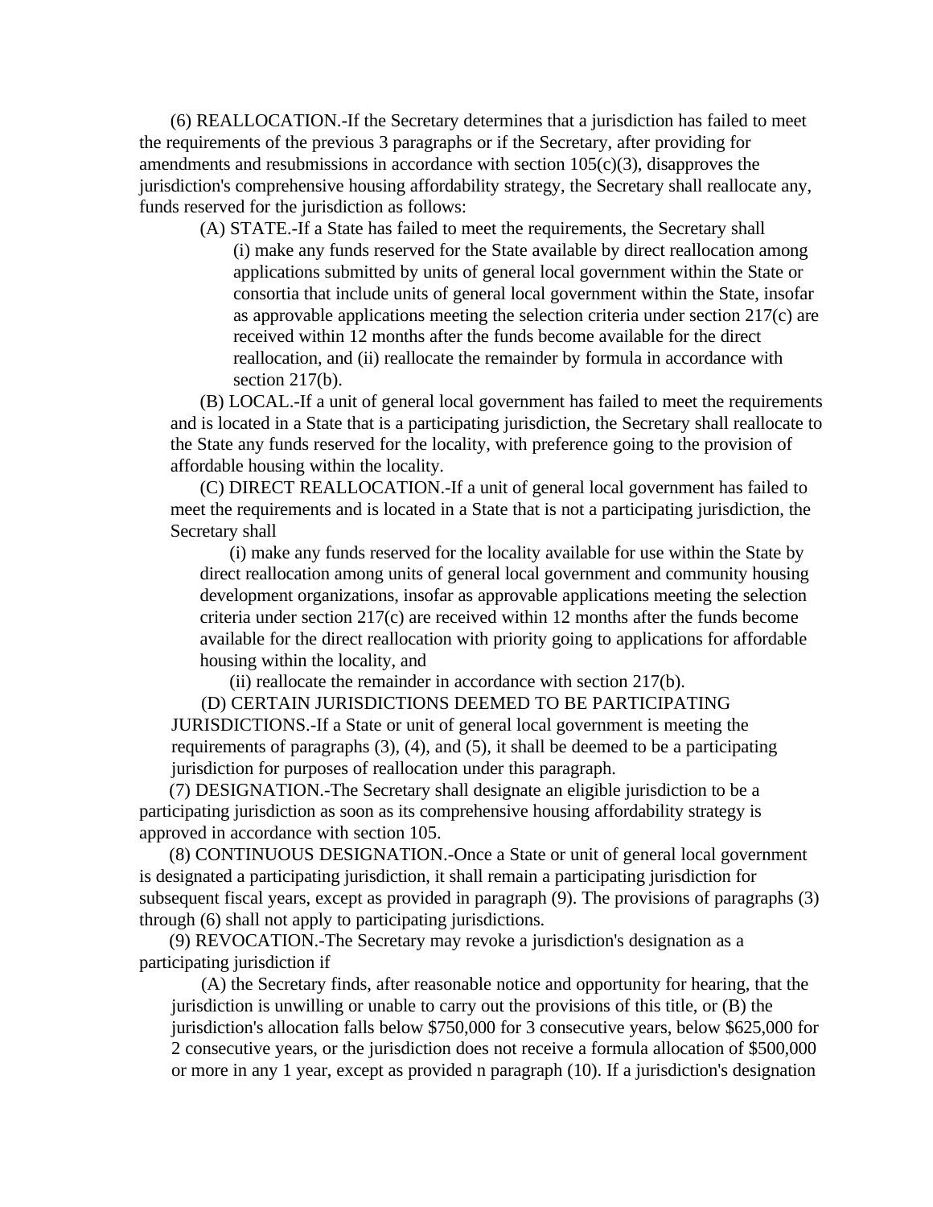(6) REALLOCATION.-If the Secretary determines that a jurisdiction has failed to meet the requirements of the previous 3 paragraphs or if the Secretary, after providing for amendments and resubmissions in accordance with section 105(c)(3), disapproves the jurisdiction's comprehensive housing affordability strategy, the Secretary shall reallocate any, funds reserved for the jurisdiction as follows:

(A) STATE.-If a State has failed to meet the requirements, the Secretary shall (i) make any funds reserved for the State available by direct reallocation among applications submitted by units of general local government within the State or consortia that include units of general local government within the State, insofar as approvable applications meeting the selection criteria under section 217(c) are received within 12 months after the funds become available for the direct reallocation, and (ii) reallocate the remainder by formula in accordance with section 217(b).

(B) LOCAL.-If a unit of general local government has failed to meet the requirements and is located in a State that is a participating jurisdiction, the Secretary shall reallocate to the State any funds reserved for the locality, with preference going to the provision of affordable housing within the locality.

(C) DIRECT REALLOCATION.-If a unit of general local government has failed to meet the requirements and is located in a State that is not a participating jurisdiction, the Secretary shall

(i) make any funds reserved for the locality available for use within the State by direct reallocation among units of general local government and community housing development organizations, insofar as approvable applications meeting the selection criteria under section 217(c) are received within 12 months after the funds become available for the direct reallocation with priority going to applications for affordable housing within the locality, and

(ii) reallocate the remainder in accordance with section 217(b).

(D) CERTAIN JURISDICTIONS DEEMED TO BE PARTICIPATING JURISDICTIONS.-If a State or unit of general local government is meeting the requirements of paragraphs (3), (4), and (5), it shall be deemed to be a participating jurisdiction for purposes of reallocation under this paragraph.

(7) DESIGNATION.-The Secretary shall designate an eligible jurisdiction to be a participating jurisdiction as soon as its comprehensive housing affordability strategy is approved in accordance with section 105.

(8) CONTINUOUS DESIGNATION.-Once a State or unit of general local government is designated a participating jurisdiction, it shall remain a participating jurisdiction for subsequent fiscal years, except as provided in paragraph (9). The provisions of paragraphs (3) through (6) shall not apply to participating jurisdictions.

(9) REVOCATION.-The Secretary may revoke a jurisdiction's designation as a participating jurisdiction if

(A) the Secretary finds, after reasonable notice and opportunity for hearing, that the jurisdiction is unwilling or unable to carry out the provisions of this title, or (B) the jurisdiction's allocation falls below $750,000 for 3 consecutive years, below $625,000 for 2 consecutive years, or the jurisdiction does not receive a formula allocation of $500,000 or more in any 1 year, except as provided n paragraph (10). If a jurisdiction's designation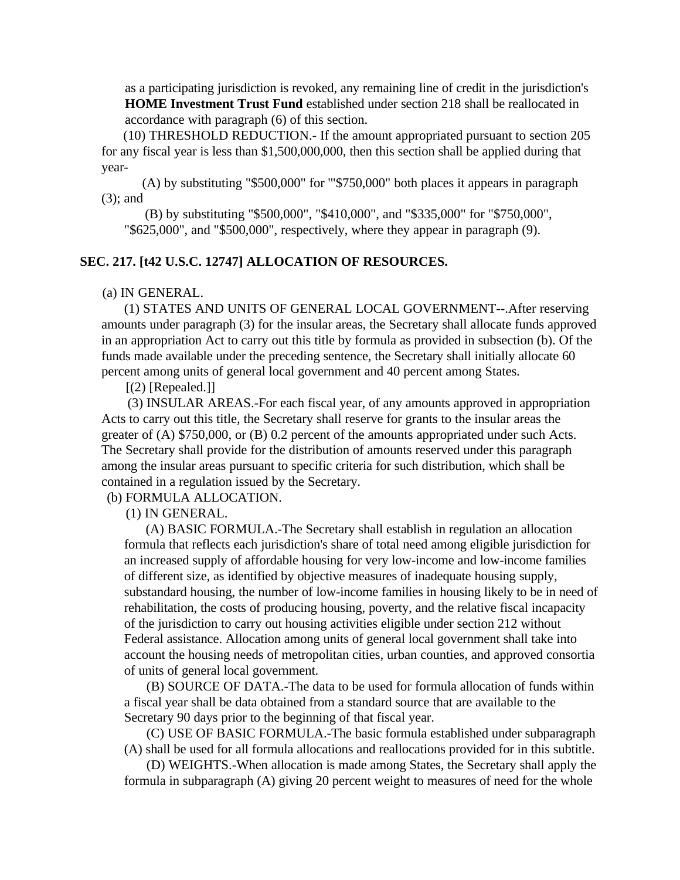as a participating jurisdiction is revoked, any remaining line of credit in the jurisdiction's **HOME Investment Trust Fund** established under section 218 shall be reallocated in accordance with paragraph (6) of this section.

(10) THRESHOLD REDUCTION.- If the amount appropriated pursuant to section 205 for any fiscal year is less than $1,500,000,000, then this section shall be applied during that year-

(A) by substituting "$500,000" for "'$750,000" both places it appears in paragraph (3); and

(B) by substituting "$500,000", "$410,000", and "$335,000" for "$750,000", "$625,000", and "$500,000", respectively, where they appear in paragraph (9).

**SEC. 217. [t42 U.S.C. 12747] ALLOCATION OF RESOURCES.**

(a) IN GENERAL.

(1) STATES AND UNITS OF GENERAL LOCAL GOVERNMENT--.After reserving amounts under paragraph (3) for the insular areas, the Secretary shall allocate funds approved in an appropriation Act to carry out this title by formula as provided in subsection (b). Of the funds made available under the preceding sentence, the Secretary shall initially allocate 60 percent among units of general local government and 40 percent among States.

[(2) [Repealed.]]

(3) INSULAR AREAS.-For each fiscal year, of any amounts approved in appropriation Acts to carry out this title, the Secretary shall reserve for grants to the insular areas the greater of (A) $750,000, or (B) 0.2 percent of the amounts appropriated under such Acts. The Secretary shall provide for the distribution of amounts reserved under this paragraph among the insular areas pursuant to specific criteria for such distribution, which shall be contained in a regulation issued by the Secretary.

(b) FORMULA ALLOCATION.

(1) IN GENERAL.

(A) BASIC FORMULA.-The Secretary shall establish in regulation an allocation formula that reflects each jurisdiction's share of total need among eligible jurisdiction for an increased supply of affordable housing for very low-income and low-income families of different size, as identified by objective measures of inadequate housing supply, substandard housing, the number of low-income families in housing likely to be in need of rehabilitation, the costs of producing housing, poverty, and the relative fiscal incapacity of the jurisdiction to carry out housing activities eligible under section 212 without Federal assistance. Allocation among units of general local government shall take into account the housing needs of metropolitan cities, urban counties, and approved consortia of units of general local government.

(B) SOURCE OF DATA.-The data to be used for formula allocation of funds within a fiscal year shall be data obtained from a standard source that are available to the Secretary 90 days prior to the beginning of that fiscal year.

(C) USE OF BASIC FORMULA.-The basic formula established under subparagraph (A) shall be used for all formula allocations and reallocations provided for in this subtitle.

(D) WEIGHTS.-When allocation is made among States, the Secretary shall apply the formula in subparagraph (A) giving 20 percent weight to measures of need for the whole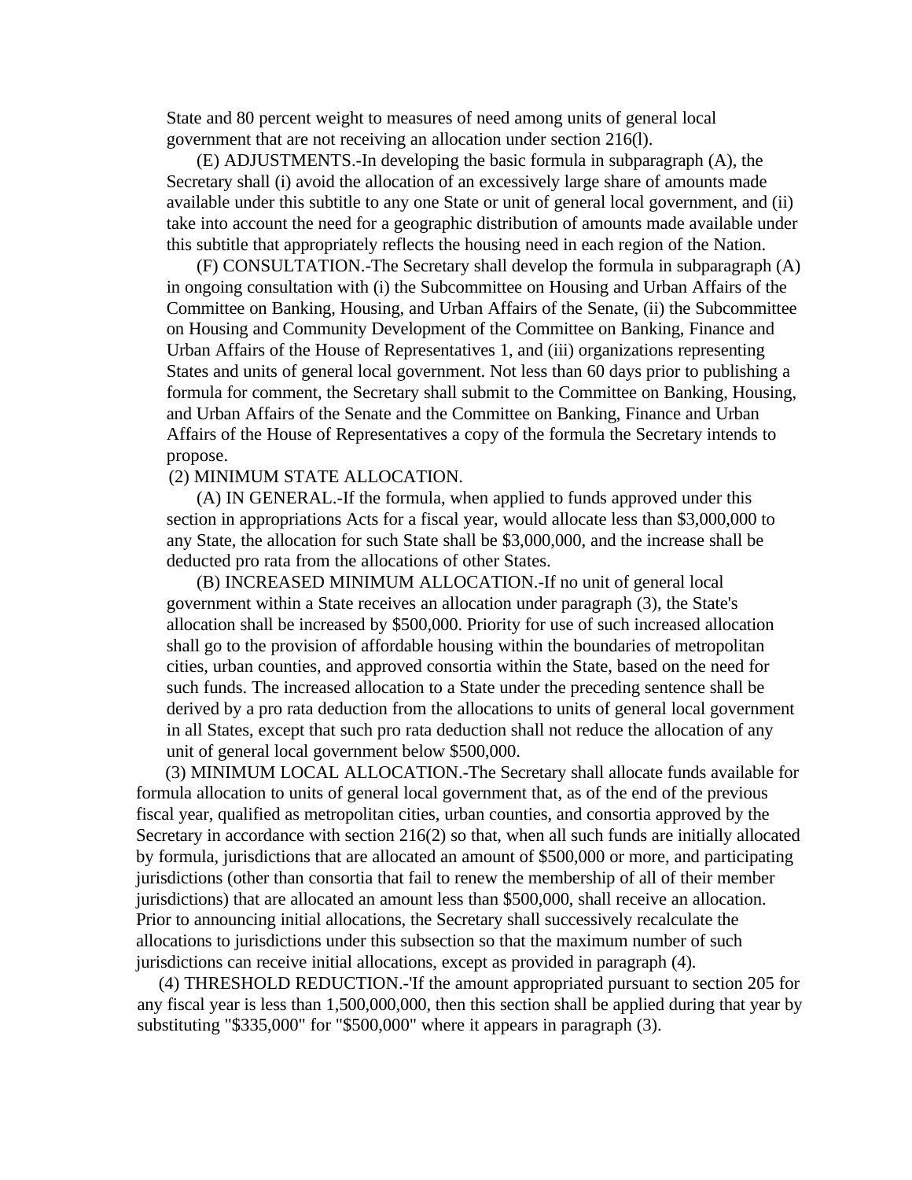State and 80 percent weight to measures of need among units of general local government that are not receiving an allocation under section 216(l).

(E) ADJUSTMENTS.-In developing the basic formula in subparagraph (A), the Secretary shall (i) avoid the allocation of an excessively large share of amounts made available under this subtitle to any one State or unit of general local government, and (ii) take into account the need for a geographic distribution of amounts made available under this subtitle that appropriately reflects the housing need in each region of the Nation.

(F) CONSULTATION.-The Secretary shall develop the formula in subparagraph (A) in ongoing consultation with (i) the Subcommittee on Housing and Urban Affairs of the Committee on Banking, Housing, and Urban Affairs of the Senate, (ii) the Subcommittee on Housing and Community Development of the Committee on Banking, Finance and Urban Affairs of the House of Representatives 1, and (iii) organizations representing States and units of general local government. Not less than 60 days prior to publishing a formula for comment, the Secretary shall submit to the Committee on Banking, Housing, and Urban Affairs of the Senate and the Committee on Banking, Finance and Urban Affairs of the House of Representatives a copy of the formula the Secretary intends to propose.

(2) MINIMUM STATE ALLOCATION.

(A) IN GENERAL.-If the formula, when applied to funds approved under this section in appropriations Acts for a fiscal year, would allocate less than $3,000,000 to any State, the allocation for such State shall be $3,000,000, and the increase shall be deducted pro rata from the allocations of other States.

(B) INCREASED MINIMUM ALLOCATION.-If no unit of general local government within a State receives an allocation under paragraph (3), the State's allocation shall be increased by $500,000. Priority for use of such increased allocation shall go to the provision of affordable housing within the boundaries of metropolitan cities, urban counties, and approved consortia within the State, based on the need for such funds. The increased allocation to a State under the preceding sentence shall be derived by a pro rata deduction from the allocations to units of general local government in all States, except that such pro rata deduction shall not reduce the allocation of any unit of general local government below $500,000.

(3) MINIMUM LOCAL ALLOCATION.-The Secretary shall allocate funds available for formula allocation to units of general local government that, as of the end of the previous fiscal year, qualified as metropolitan cities, urban counties, and consortia approved by the Secretary in accordance with section 216(2) so that, when all such funds are initially allocated by formula, jurisdictions that are allocated an amount of $500,000 or more, and participating jurisdictions (other than consortia that fail to renew the membership of all of their member jurisdictions) that are allocated an amount less than $500,000, shall receive an allocation. Prior to announcing initial allocations, the Secretary shall successively recalculate the allocations to jurisdictions under this subsection so that the maximum number of such jurisdictions can receive initial allocations, except as provided in paragraph (4).

(4) THRESHOLD REDUCTION.-'If the amount appropriated pursuant to section 205 for any fiscal year is less than 1,500,000,000, then this section shall be applied during that year by substituting "$335,000" for "$500,000" where it appears in paragraph (3).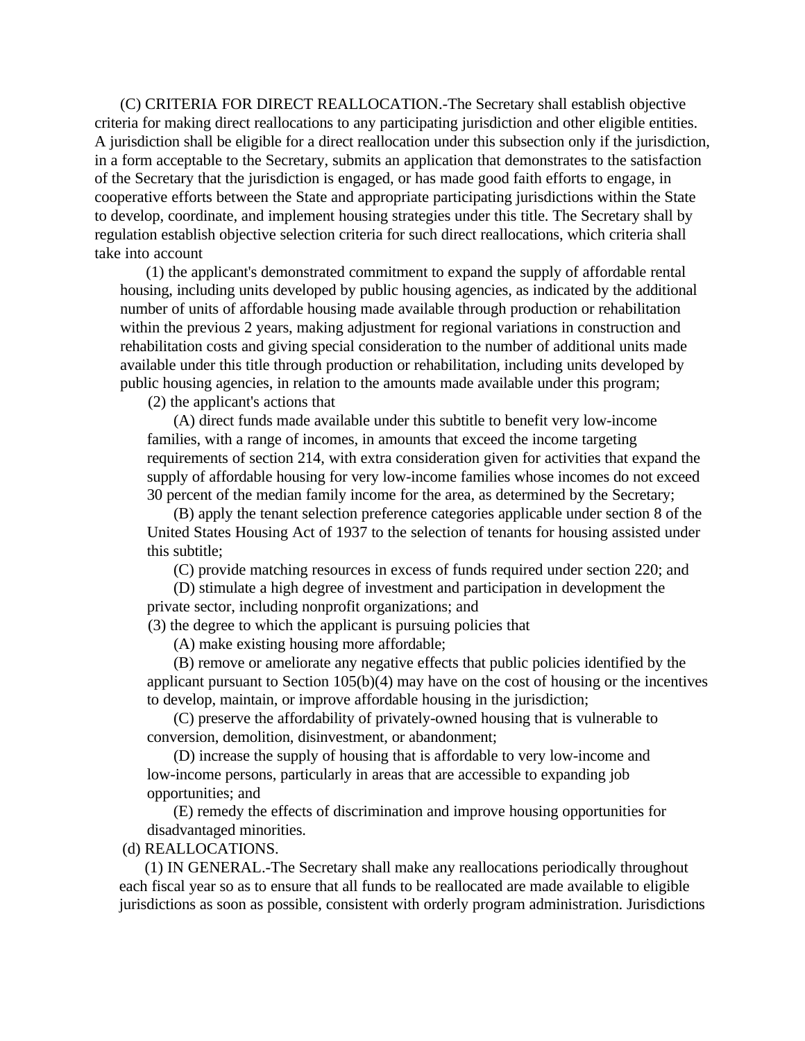(C) CRITERIA FOR DIRECT REALLOCATION.-The Secretary shall establish objective criteria for making direct reallocations to any participating jurisdiction and other eligible entities. A jurisdiction shall be eligible for a direct reallocation under this subsection only if the jurisdiction, in a form acceptable to the Secretary, submits an application that demonstrates to the satisfaction of the Secretary that the jurisdiction is engaged, or has made good faith efforts to engage, in cooperative efforts between the State and appropriate participating jurisdictions within the State to develop, coordinate, and implement housing strategies under this title. The Secretary shall by regulation establish objective selection criteria for such direct reallocations, which criteria shall take into account

(1) the applicant's demonstrated commitment to expand the supply of affordable rental housing, including units developed by public housing agencies, as indicated by the additional number of units of affordable housing made available through production or rehabilitation within the previous 2 years, making adjustment for regional variations in construction and rehabilitation costs and giving special consideration to the number of additional units made available under this title through production or rehabilitation, including units developed by public housing agencies, in relation to the amounts made available under this program;

(2) the applicant's actions that

(A) direct funds made available under this subtitle to benefit very low-income families, with a range of incomes, in amounts that exceed the income targeting requirements of section 214, with extra consideration given for activities that expand the supply of affordable housing for very low-income families whose incomes do not exceed 30 percent of the median family income for the area, as determined by the Secretary;

(B) apply the tenant selection preference categories applicable under section 8 of the United States Housing Act of 1937 to the selection of tenants for housing assisted under this subtitle;

(C) provide matching resources in excess of funds required under section 220; and

(D) stimulate a high degree of investment and participation in development the private sector, including nonprofit organizations; and

(3) the degree to which the applicant is pursuing policies that

(A) make existing housing more affordable;

(B) remove or ameliorate any negative effects that public policies identified by the applicant pursuant to Section 105(b)(4) may have on the cost of housing or the incentives to develop, maintain, or improve affordable housing in the jurisdiction;

(C) preserve the affordability of privately-owned housing that is vulnerable to conversion, demolition, disinvestment, or abandonment;

(D) increase the supply of housing that is affordable to very low-income and low-income persons, particularly in areas that are accessible to expanding job opportunities; and

(E) remedy the effects of discrimination and improve housing opportunities for disadvantaged minorities.

(d) REALLOCATIONS.

(1) IN GENERAL.-The Secretary shall make any reallocations periodically throughout each fiscal year so as to ensure that all funds to be reallocated are made available to eligible jurisdictions as soon as possible, consistent with orderly program administration. Jurisdictions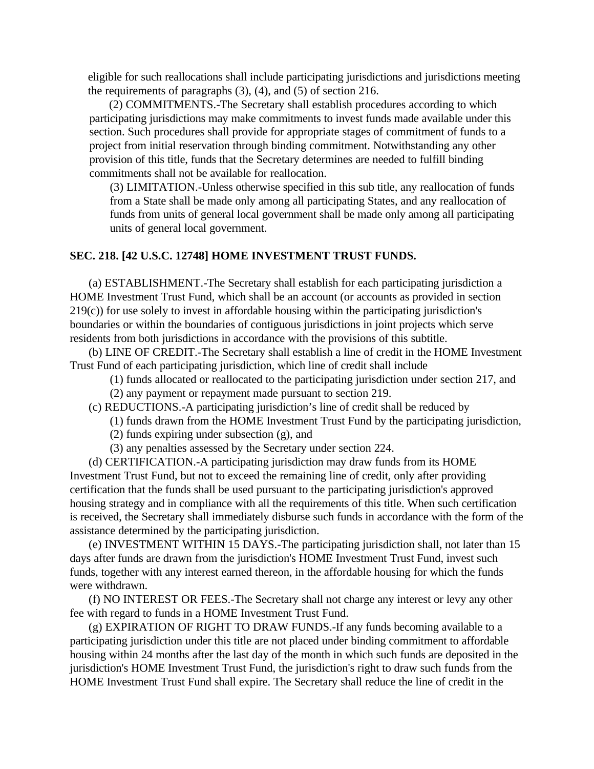eligible for such reallocations shall include participating jurisdictions and jurisdictions meeting the requirements of paragraphs (3), (4), and (5) of section 216.

(2) COMMITMENTS.-The Secretary shall establish procedures according to which participating jurisdictions may make commitments to invest funds made available under this section. Such procedures shall provide for appropriate stages of commitment of funds to a project from initial reservation through binding commitment. Notwithstanding any other provision of this title, funds that the Secretary determines are needed to fulfill binding commitments shall not be available for reallocation.

(3) LIMITATION.-Unless otherwise specified in this sub title, any reallocation of funds from a State shall be made only among all participating States, and any reallocation of funds from units of general local government shall be made only among all participating units of general local government.

**SEC. 218. [42 U.S.C. 12748] HOME INVESTMENT TRUST FUNDS.**

(a) ESTABLISHMENT.-The Secretary shall establish for each participating jurisdiction a HOME Investment Trust Fund, which shall be an account (or accounts as provided in section 219(c)) for use solely to invest in affordable housing within the participating jurisdiction's boundaries or within the boundaries of contiguous jurisdictions in joint projects which serve residents from both jurisdictions in accordance with the provisions of this subtitle.

(b) LINE OF CREDIT.-The Secretary shall establish a line of credit in the HOME Investment Trust Fund of each participating jurisdiction, which line of credit shall include

(1) funds allocated or reallocated to the participating jurisdiction under section 217, and

(2) any payment or repayment made pursuant to section 219.

(c) REDUCTIONS.-A participating jurisdiction's line of credit shall be reduced by

(1) funds drawn from the HOME Investment Trust Fund by the participating jurisdiction,

(2) funds expiring under subsection (g), and

(3) any penalties assessed by the Secretary under section 224.

(d) CERTIFICATION.-A participating jurisdiction may draw funds from its HOME Investment Trust Fund, but not to exceed the remaining line of credit, only after providing certification that the funds shall be used pursuant to the participating jurisdiction's approved housing strategy and in compliance with all the requirements of this title. When such certification is received, the Secretary shall immediately disburse such funds in accordance with the form of the assistance determined by the participating jurisdiction.

(e) INVESTMENT WITHIN 15 DAYS.-The participating jurisdiction shall, not later than 15 days after funds are drawn from the jurisdiction's HOME Investment Trust Fund, invest such funds, together with any interest earned thereon, in the affordable housing for which the funds were withdrawn.

(f) NO INTEREST OR FEES.-The Secretary shall not charge any interest or levy any other fee with regard to funds in a HOME Investment Trust Fund.

(g) EXPIRATION OF RIGHT TO DRAW FUNDS.-If any funds becoming available to a participating jurisdiction under this title are not placed under binding commitment to affordable housing within 24 months after the last day of the month in which such funds are deposited in the jurisdiction's HOME Investment Trust Fund, the jurisdiction's right to draw such funds from the HOME Investment Trust Fund shall expire. The Secretary shall reduce the line of credit in the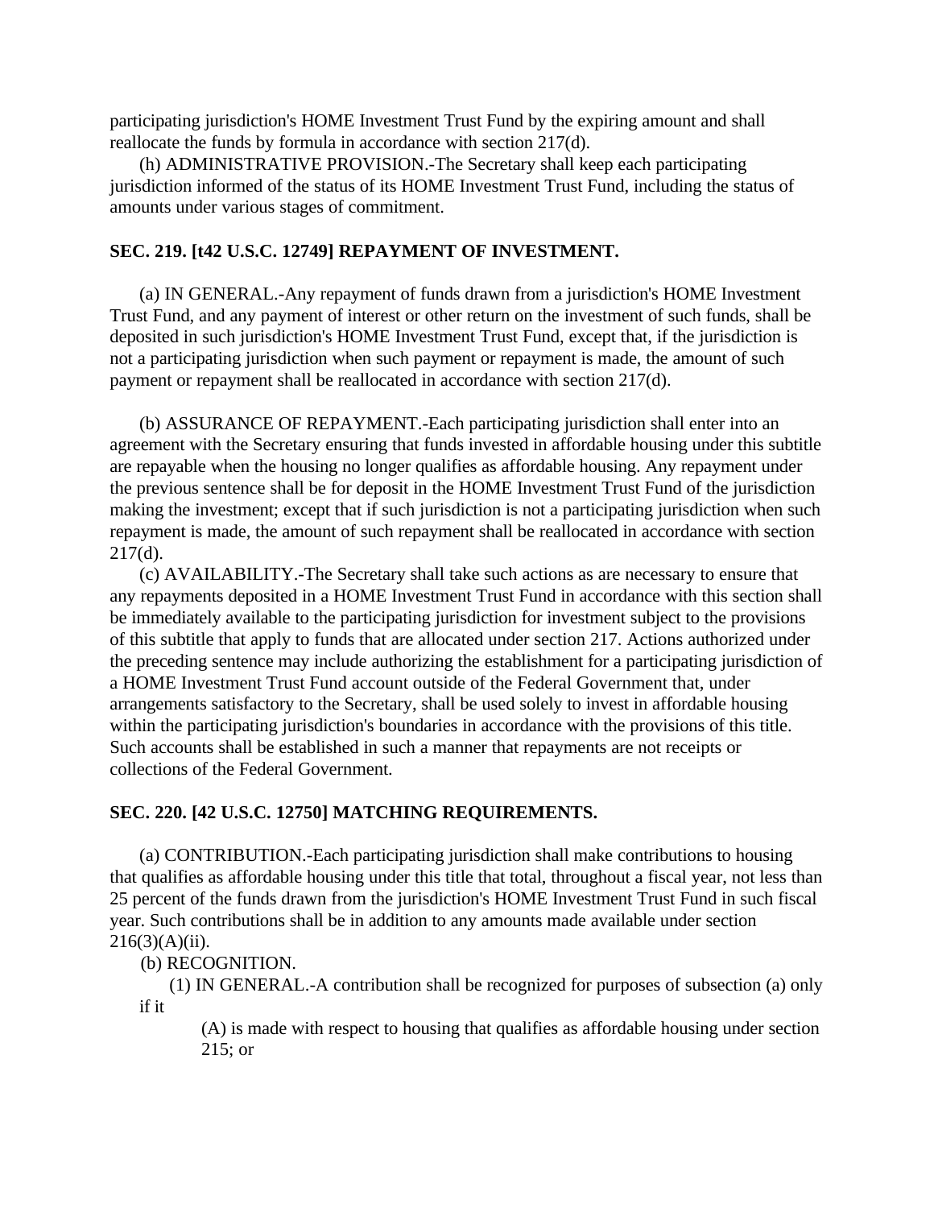participating jurisdiction's HOME Investment Trust Fund by the expiring amount and shall reallocate the funds by formula in accordance with section 217(d).

(h) ADMINISTRATIVE PROVISION.-The Secretary shall keep each participating jurisdiction informed of the status of its HOME Investment Trust Fund, including the status of amounts under various stages of commitment.

### SEC. 219. [t42 U.S.C. 12749] REPAYMENT OF INVESTMENT.

(a) IN GENERAL.-Any repayment of funds drawn from a jurisdiction's HOME Investment Trust Fund, and any payment of interest or other return on the investment of such funds, shall be deposited in such jurisdiction's HOME Investment Trust Fund, except that, if the jurisdiction is not a participating jurisdiction when such payment or repayment is made, the amount of such payment or repayment shall be reallocated in accordance with section 217(d).

(b) ASSURANCE OF REPAYMENT.-Each participating jurisdiction shall enter into an agreement with the Secretary ensuring that funds invested in affordable housing under this subtitle are repayable when the housing no longer qualifies as affordable housing. Any repayment under the previous sentence shall be for deposit in the HOME Investment Trust Fund of the jurisdiction making the investment; except that if such jurisdiction is not a participating jurisdiction when such repayment is made, the amount of such repayment shall be reallocated in accordance with section 217(d).

(c) AVAILABILITY.-The Secretary shall take such actions as are necessary to ensure that any repayments deposited in a HOME Investment Trust Fund in accordance with this section shall be immediately available to the participating jurisdiction for investment subject to the provisions of this subtitle that apply to funds that are allocated under section 217. Actions authorized under the preceding sentence may include authorizing the establishment for a participating jurisdiction of a HOME Investment Trust Fund account outside of the Federal Government that, under arrangements satisfactory to the Secretary, shall be used solely to invest in affordable housing within the participating jurisdiction's boundaries in accordance with the provisions of this title. Such accounts shall be established in such a manner that repayments are not receipts or collections of the Federal Government.

### SEC. 220. [42 U.S.C. 12750] MATCHING REQUIREMENTS.

(a) CONTRIBUTION.-Each participating jurisdiction shall make contributions to housing that qualifies as affordable housing under this title that total, throughout a fiscal year, not less than 25 percent of the funds drawn from the jurisdiction's HOME Investment Trust Fund in such fiscal year. Such contributions shall be in addition to any amounts made available under section 216(3)(A)(ii).

(b) RECOGNITION.

(1) IN GENERAL.-A contribution shall be recognized for purposes of subsection (a) only if it

(A) is made with respect to housing that qualifies as affordable housing under section 215; or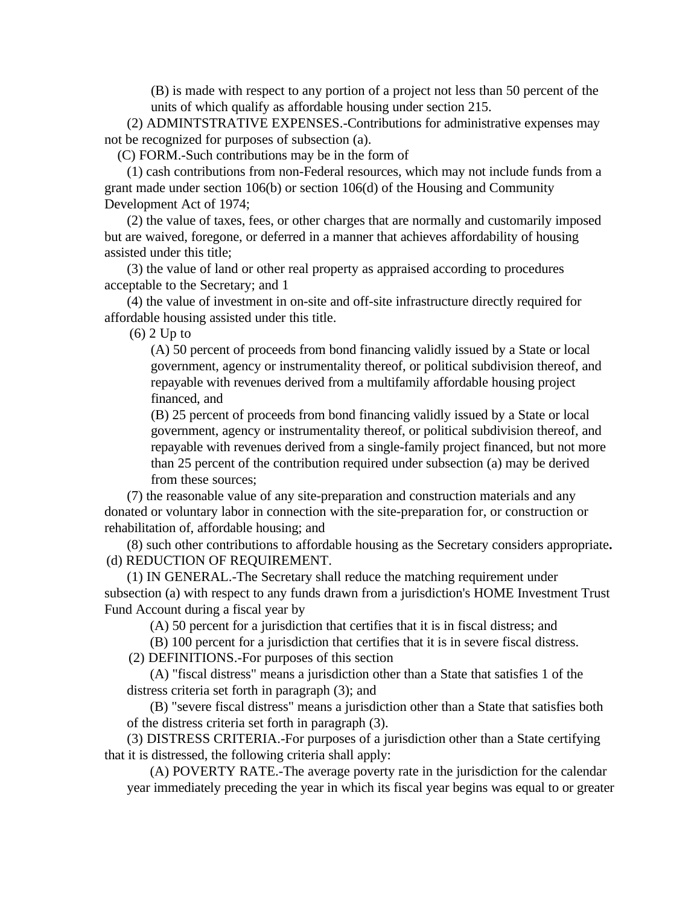(B) is made with respect to any portion of a project not less than 50 percent of the units of which qualify as affordable housing under section 215.

(2) ADMINTSTRATIVE EXPENSES.-Contributions for administrative expenses may not be recognized for purposes of subsection (a).

(C) FORM.-Such contributions may be in the form of

(1) cash contributions from non-Federal resources, which may not include funds from a grant made under section 106(b) or section 106(d) of the Housing and Community Development Act of 1974;

(2) the value of taxes, fees, or other charges that are normally and customarily imposed but are waived, foregone, or deferred in a manner that achieves affordability of housing assisted under this title;

(3) the value of land or other real property as appraised according to procedures acceptable to the Secretary; and 1

(4) the value of investment in on-site and off-site infrastructure directly required for affordable housing assisted under this title.

(6) 2 Up to

(A) 50 percent of proceeds from bond financing validly issued by a State or local government, agency or instrumentality thereof, or political subdivision thereof, and repayable with revenues derived from a multifamily affordable housing project financed, and

(B) 25 percent of proceeds from bond financing validly issued by a State or local government, agency or instrumentality thereof, or political subdivision thereof, and repayable with revenues derived from a single-family project financed, but not more than 25 percent of the contribution required under subsection (a) may be derived from these sources;

(7) the reasonable value of any site-preparation and construction materials and any donated or voluntary labor in connection with the site-preparation for, or construction or rehabilitation of, affordable housing; and

(8) such other contributions to affordable housing as the Secretary considers appropriate**.**

(d) REDUCTION OF REQUIREMENT.

(1) IN GENERAL.-The Secretary shall reduce the matching requirement under subsection (a) with respect to any funds drawn from a jurisdiction's HOME Investment Trust Fund Account during a fiscal year by

(A) 50 percent for a jurisdiction that certifies that it is in fiscal distress; and

(B) 100 percent for a jurisdiction that certifies that it is in severe fiscal distress.

(2) DEFINITIONS.-For purposes of this section

(A) "fiscal distress" means a jurisdiction other than a State that satisfies 1 of the distress criteria set forth in paragraph (3); and

(B) "severe fiscal distress" means a jurisdiction other than a State that satisfies both of the distress criteria set forth in paragraph (3).

(3) DISTRESS CRITERIA.-For purposes of a jurisdiction other than a State certifying that it is distressed, the following criteria shall apply:

(A) POVERTY RATE.-The average poverty rate in the jurisdiction for the calendar year immediately preceding the year in which its fiscal year begins was equal to or greater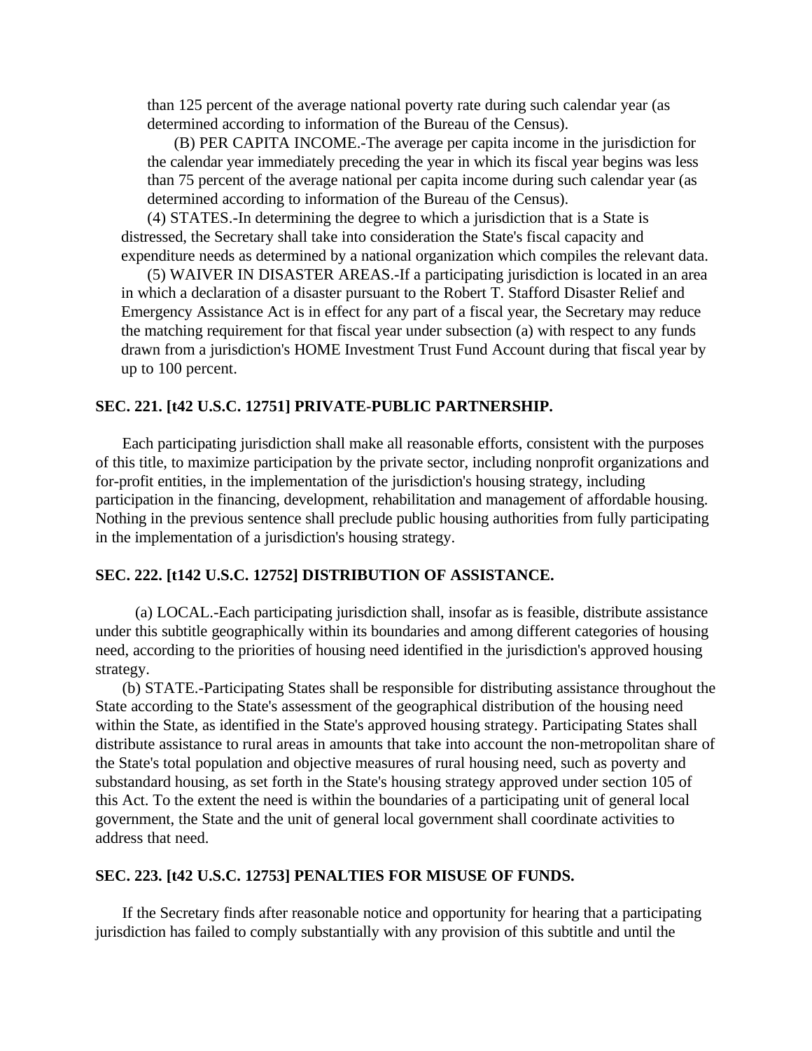than 125 percent of the average national poverty rate during such calendar year (as determined according to information of the Bureau of the Census).

(B) PER CAPITA INCOME.-The average per capita income in the jurisdiction for the calendar year immediately preceding the year in which its fiscal year begins was less than 75 percent of the average national per capita income during such calendar year (as determined according to information of the Bureau of the Census).

(4) STATES.-In determining the degree to which a jurisdiction that is a State is distressed, the Secretary shall take into consideration the State's fiscal capacity and expenditure needs as determined by a national organization which compiles the relevant data.

(5) WAIVER IN DISASTER AREAS.-If a participating jurisdiction is located in an area in which a declaration of a disaster pursuant to the Robert T. Stafford Disaster Relief and Emergency Assistance Act is in effect for any part of a fiscal year, the Secretary may reduce the matching requirement for that fiscal year under subsection (a) with respect to any funds drawn from a jurisdiction's HOME Investment Trust Fund Account during that fiscal year by up to 100 percent.

**SEC. 221. [t42 U.S.C. 12751] PRIVATE-PUBLIC PARTNERSHIP.**

Each participating jurisdiction shall make all reasonable efforts, consistent with the purposes of this title, to maximize participation by the private sector, including nonprofit organizations and for-profit entities, in the implementation of the jurisdiction's housing strategy, including participation in the financing, development, rehabilitation and management of affordable housing. Nothing in the previous sentence shall preclude public housing authorities from fully participating in the implementation of a jurisdiction's housing strategy.

**SEC. 222. [t142 U.S.C. 12752] DISTRIBUTION OF ASSISTANCE.**

(a) LOCAL.-Each participating jurisdiction shall, insofar as is feasible, distribute assistance under this subtitle geographically within its boundaries and among different categories of housing need, according to the priorities of housing need identified in the jurisdiction's approved housing strategy.

(b) STATE.-Participating States shall be responsible for distributing assistance throughout the State according to the State's assessment of the geographical distribution of the housing need within the State, as identified in the State's approved housing strategy. Participating States shall distribute assistance to rural areas in amounts that take into account the non-metropolitan share of the State's total population and objective measures of rural housing need, such as poverty and substandard housing, as set forth in the State's housing strategy approved under section 105 of this Act. To the extent the need is within the boundaries of a participating unit of general local government, the State and the unit of general local government shall coordinate activities to address that need.

**SEC. 223. [t42 U.S.C. 12753] PENALTIES FOR MISUSE OF FUNDS.**

If the Secretary finds after reasonable notice and opportunity for hearing that a participating jurisdiction has failed to comply substantially with any provision of this subtitle and until the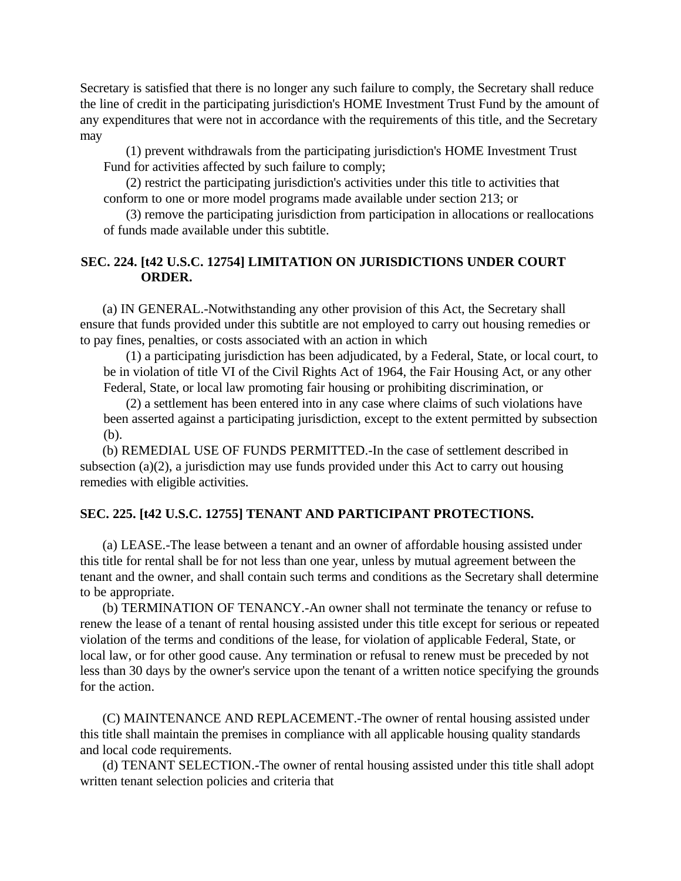Secretary is satisfied that there is no longer any such failure to comply, the Secretary shall reduce the line of credit in the participating jurisdiction's HOME Investment Trust Fund by the amount of any expenditures that were not in accordance with the requirements of this title, and the Secretary may

(1) prevent withdrawals from the participating jurisdiction's HOME Investment Trust Fund for activities affected by such failure to comply;

(2) restrict the participating jurisdiction's activities under this title to activities that conform to one or more model programs made available under section 213; or

(3) remove the participating jurisdiction from participation in allocations or reallocations of funds made available under this subtitle.

### SEC. 224. [t42 U.S.C. 12754] LIMITATION ON JURISDICTIONS UNDER COURT ORDER.

(a) IN GENERAL.-Notwithstanding any other provision of this Act, the Secretary shall ensure that funds provided under this subtitle are not employed to carry out housing remedies or to pay fines, penalties, or costs associated with an action in which

(1) a participating jurisdiction has been adjudicated, by a Federal, State, or local court, to be in violation of title VI of the Civil Rights Act of 1964, the Fair Housing Act, or any other Federal, State, or local law promoting fair housing or prohibiting discrimination, or

(2) a settlement has been entered into in any case where claims of such violations have been asserted against a participating jurisdiction, except to the extent permitted by subsection (b).

(b) REMEDIAL USE OF FUNDS PERMITTED.-In the case of settlement described in subsection (a)(2), a jurisdiction may use funds provided under this Act to carry out housing remedies with eligible activities.

### SEC. 225. [t42 U.S.C. 12755] TENANT AND PARTICIPANT PROTECTIONS.

(a) LEASE.-The lease between a tenant and an owner of affordable housing assisted under this title for rental shall be for not less than one year, unless by mutual agreement between the tenant and the owner, and shall contain such terms and conditions as the Secretary shall determine to be appropriate.

(b) TERMINATION OF TENANCY.-An owner shall not terminate the tenancy or refuse to renew the lease of a tenant of rental housing assisted under this title except for serious or repeated violation of the terms and conditions of the lease, for violation of applicable Federal, State, or local law, or for other good cause. Any termination or refusal to renew must be preceded by not less than 30 days by the owner's service upon the tenant of a written notice specifying the grounds for the action.

(C) MAINTENANCE AND REPLACEMENT.-The owner of rental housing assisted under this title shall maintain the premises in compliance with all applicable housing quality standards and local code requirements.

(d) TENANT SELECTION.-The owner of rental housing assisted under this title shall adopt written tenant selection policies and criteria that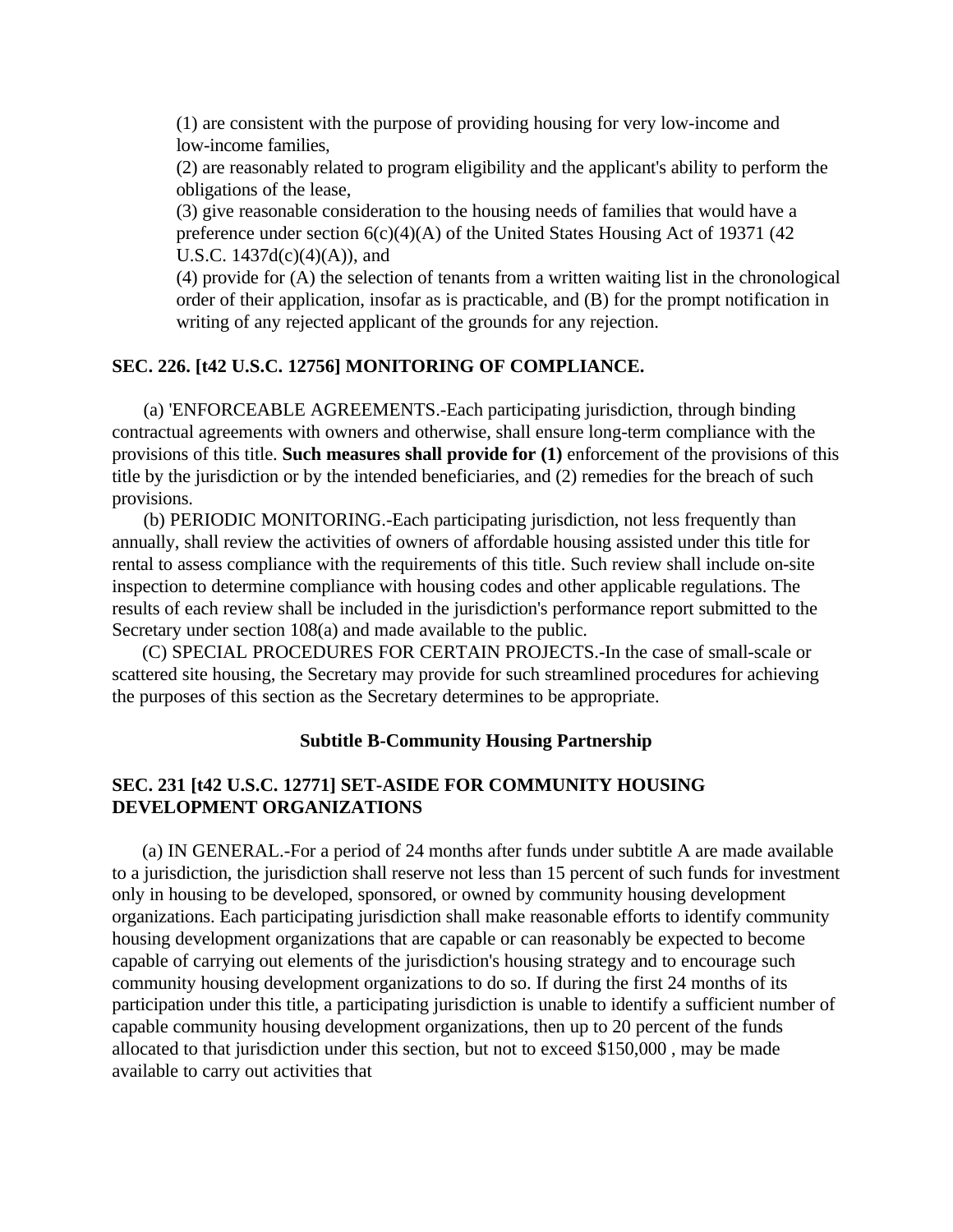(1) are consistent with the purpose of providing housing for very low-income and low-income families,

(2) are reasonably related to program eligibility and the applicant's ability to perform the obligations of the lease,

(3) give reasonable consideration to the housing needs of families that would have a preference under section 6(c)(4)(A) of the United States Housing Act of 19371 (42 U.S.C. 1437d(c)(4)(A)), and

(4) provide for (A) the selection of tenants from a written waiting list in the chronological order of their application, insofar as is practicable, and (B) for the prompt notification in writing of any rejected applicant of the grounds for any rejection.

**SEC. 226. [t42 U.S.C. 12756] MONITORING OF COMPLIANCE.**

(a) 'ENFORCEABLE AGREEMENTS.-Each participating jurisdiction, through binding contractual agreements with owners and otherwise, shall ensure long-term compliance with the provisions of this title. **Such measures shall provide for (1)** enforcement of the provisions of this title by the jurisdiction or by the intended beneficiaries, and (2) remedies for the breach of such provisions.

(b) PERIODIC MONITORING.-Each participating jurisdiction, not less frequently than annually, shall review the activities of owners of affordable housing assisted under this title for rental to assess compliance with the requirements of this title. Such review shall include on-site inspection to determine compliance with housing codes and other applicable regulations. The results of each review shall be included in the jurisdiction's performance report submitted to the Secretary under section 108(a) and made available to the public.

(C) SPECIAL PROCEDURES FOR CERTAIN PROJECTS.-In the case of small-scale or scattered site housing, the Secretary may provide for such streamlined procedures for achieving the purposes of this section as the Secretary determines to be appropriate.

**Subtitle B-Community Housing Partnership**

**SEC. 231 [t42 U.S.C. 12771] SET-ASIDE FOR COMMUNITY HOUSING DEVELOPMENT ORGANIZATIONS**

(a) IN GENERAL.-For a period of 24 months after funds under subtitle A are made available to a jurisdiction, the jurisdiction shall reserve not less than 15 percent of such funds for investment only in housing to be developed, sponsored, or owned by community housing development organizations. Each participating jurisdiction shall make reasonable efforts to identify community housing development organizations that are capable or can reasonably be expected to become capable of carrying out elements of the jurisdiction's housing strategy and to encourage such community housing development organizations to do so. If during the first 24 months of its participation under this title, a participating jurisdiction is unable to identify a sufficient number of capable community housing development organizations, then up to 20 percent of the funds allocated to that jurisdiction under this section, but not to exceed $150,000 , may be made available to carry out activities that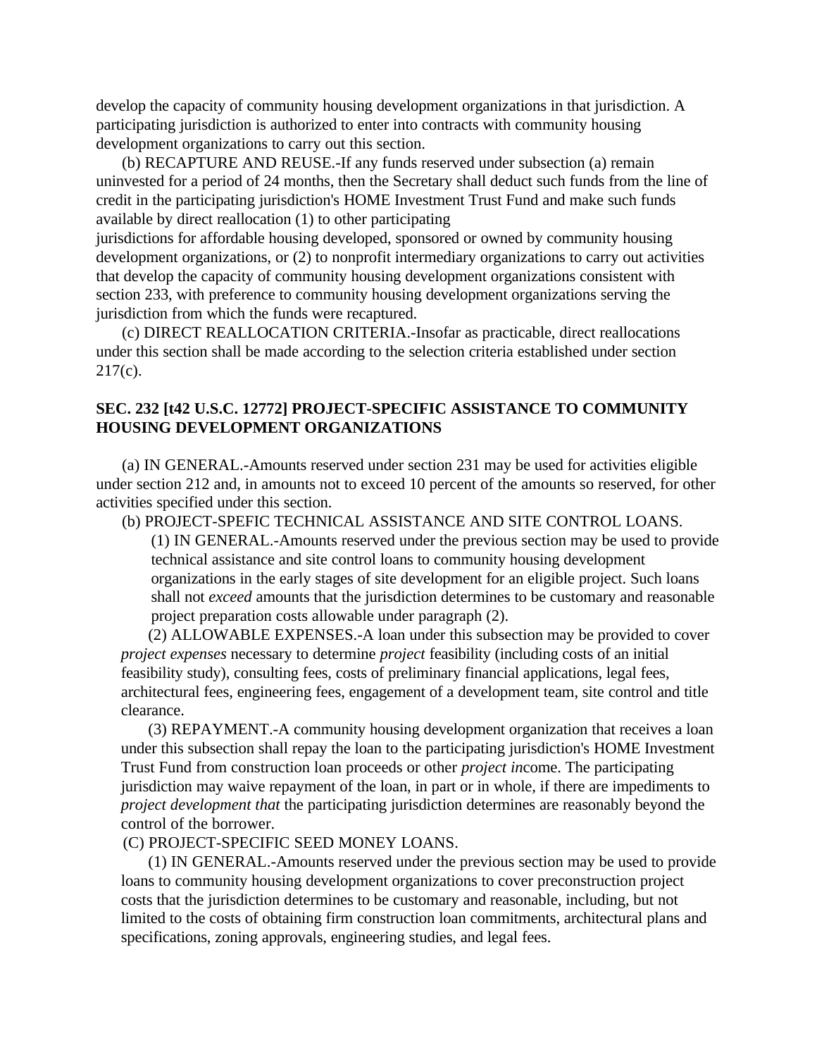develop the capacity of community housing development organizations in that jurisdiction. A participating jurisdiction is authorized to enter into contracts with community housing development organizations to carry out this section.

(b) RECAPTURE AND REUSE.-If any funds reserved under subsection (a) remain uninvested for a period of 24 months, then the Secretary shall deduct such funds from the line of credit in the participating jurisdiction's HOME Investment Trust Fund and make such funds available by direct reallocation (1) to other participating jurisdictions for affordable housing developed, sponsored or owned by community housing development organizations, or (2) to nonprofit intermediary organizations to carry out activities that develop the capacity of community housing development organizations consistent with section 233, with preference to community housing development organizations serving the jurisdiction from which the funds were recaptured.

(c) DIRECT REALLOCATION CRITERIA.-Insofar as practicable, direct reallocations under this section shall be made according to the selection criteria established under section 217(c).

**SEC. 232 [t42 U.S.C. 12772] PROJECT-SPECIFIC ASSISTANCE TO COMMUNITY HOUSING DEVELOPMENT ORGANIZATIONS**

(a) IN GENERAL.-Amounts reserved under section 231 may be used for activities eligible under section 212 and, in amounts not to exceed 10 percent of the amounts so reserved, for other activities specified under this section.

(b) PROJECT-SPEFIC TECHNICAL ASSISTANCE AND SITE CONTROL LOANS.

(1) IN GENERAL.-Amounts reserved under the previous section may be used to provide technical assistance and site control loans to community housing development organizations in the early stages of site development for an eligible project. Such loans shall not *exceed* amounts that the jurisdiction determines to be customary and reasonable project preparation costs allowable under paragraph (2).

(2) ALLOWABLE EXPENSES.-A loan under this subsection may be provided to cover *project expenses* necessary to determine *project* feasibility (including costs of an initial feasibility study), consulting fees, costs of preliminary financial applications, legal fees, architectural fees, engineering fees, engagement of a development team, site control and title clearance.

(3) REPAYMENT.-A community housing development organization that receives a loan under this subsection shall repay the loan to the participating jurisdiction's HOME Investment Trust Fund from construction loan proceeds or other *project in*come. The participating jurisdiction may waive repayment of the loan, in part or in whole, if there are impediments to *project development that* the participating jurisdiction determines are reasonably beyond the control of the borrower.

(C) PROJECT-SPECIFIC SEED MONEY LOANS.

(1) IN GENERAL.-Amounts reserved under the previous section may be used to provide loans to community housing development organizations to cover preconstruction project costs that the jurisdiction determines to be customary and reasonable, including, but not limited to the costs of obtaining firm construction loan commitments, architectural plans and specifications, zoning approvals, engineering studies, and legal fees.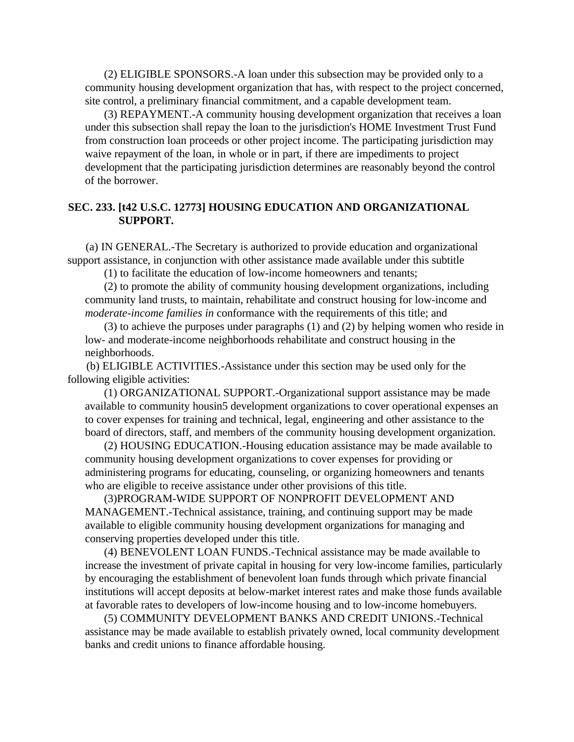(2) ELIGIBLE SPONSORS.-A loan under this subsection may be provided only to a community housing development organization that has, with respect to the project concerned, site control, a preliminary financial commitment, and a capable development team.

(3) REPAYMENT.-A community housing development organization that receives a loan under this subsection shall repay the loan to the jurisdiction's HOME Investment Trust Fund from construction loan proceeds or other project income. The participating jurisdiction may waive repayment of the loan, in whole or in part, if there are impediments to project development that the participating jurisdiction determines are reasonably beyond the control of the borrower.

**SEC. 233. [t42 U.S.C. 12773] HOUSING EDUCATION AND ORGANIZATIONAL SUPPORT.**

(a) IN GENERAL.-The Secretary is authorized to provide education and organizational support assistance, in conjunction with other assistance made available under this subtitle

(1) to facilitate the education of low-income homeowners and tenants;

(2) to promote the ability of community housing development organizations, including community land trusts, to maintain, rehabilitate and construct housing for low-income and *moderate-income families in* conformance with the requirements of this title; and

(3) to achieve the purposes under paragraphs (1) and (2) by helping women who reside in low- and moderate-income neighborhoods rehabilitate and construct housing in the neighborhoods.

(b) ELIGIBLE ACTIVITIES.-Assistance under this section may be used only for the following eligible activities:

(1) ORGANIZATIONAL SUPPORT.-Organizational support assistance may be made available to community housin5 development organizations to cover operational expenses an to cover expenses for training and technical, legal, engineering and other assistance to the board of directors, staff, and members of the community housing development organization.

(2) HOUSING EDUCATION.-Housing education assistance may be made available to community housing development organizations to cover expenses for providing or administering programs for educating, counseling, or organizing homeowners and tenants who are eligible to receive assistance under other provisions of this title.

(3)PROGRAM-WIDE SUPPORT OF NONPROFIT DEVELOPMENT AND MANAGEMENT.-Technical assistance, training, and continuing support may be made available to eligible community housing development organizations for managing and conserving properties developed under this title.

(4) BENEVOLENT LOAN FUNDS.-Technical assistance may be made available to increase the investment of private capital in housing for very low-income families, particularly by encouraging the establishment of benevolent loan funds through which private financial institutions will accept deposits at below-market interest rates and make those funds available at favorable rates to developers of low-income housing and to low-income homebuyers.

(5) COMMUNITY DEVELOPMENT BANKS AND CREDIT UNIONS.-Technical assistance may be made available to establish privately owned, local community development banks and credit unions to finance affordable housing.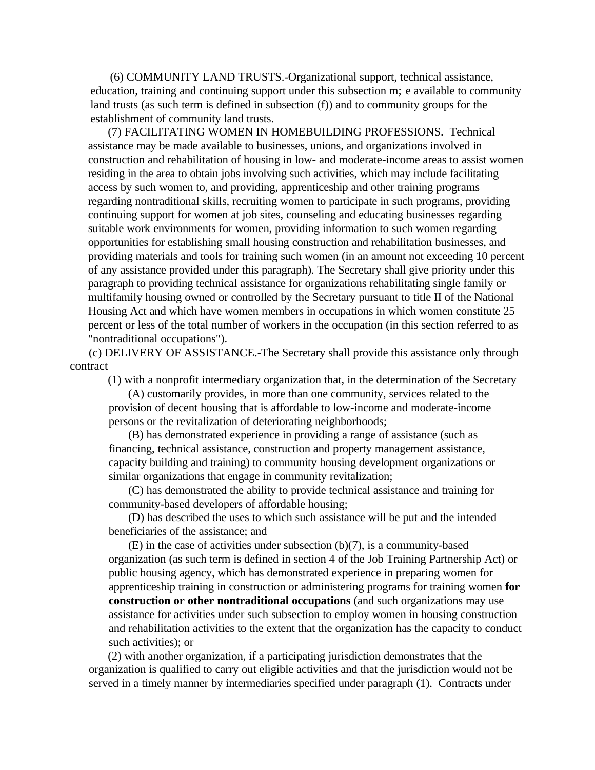(6) COMMUNITY LAND TRUSTS.-Organizational support, technical assistance, education, training and continuing support under this subsection m; e available to community land trusts (as such term is defined in subsection (f)) and to community groups for the establishment of community land trusts.

(7) FACILITATING WOMEN IN HOMEBUILDING PROFESSIONS. Technical assistance may be made available to businesses, unions, and organizations involved in construction and rehabilitation of housing in low- and moderate-income areas to assist women residing in the area to obtain jobs involving such activities, which may include facilitating access by such women to, and providing, apprenticeship and other training programs regarding nontraditional skills, recruiting women to participate in such programs, providing continuing support for women at job sites, counseling and educating businesses regarding suitable work environments for women, providing information to such women regarding opportunities for establishing small housing construction and rehabilitation businesses, and providing materials and tools for training such women (in an amount not exceeding 10 percent of any assistance provided under this paragraph). The Secretary shall give priority under this paragraph to providing technical assistance for organizations rehabilitating single family or multifamily housing owned or controlled by the Secretary pursuant to title II of the National Housing Act and which have women members in occupations in which women constitute 25 percent or less of the total number of workers in the occupation (in this section referred to as "nontraditional occupations").

(c) DELIVERY OF ASSISTANCE.-The Secretary shall provide this assistance only through contract

(1) with a nonprofit intermediary organization that, in the determination of the Secretary

(A) customarily provides, in more than one community, services related to the provision of decent housing that is affordable to low-income and moderate-income persons or the revitalization of deteriorating neighborhoods;

(B) has demonstrated experience in providing a range of assistance (such as financing, technical assistance, construction and property management assistance, capacity building and training) to community housing development organizations or similar organizations that engage in community revitalization;

(C) has demonstrated the ability to provide technical assistance and training for community-based developers of affordable housing;

(D) has described the uses to which such assistance will be put and the intended beneficiaries of the assistance; and

(E) in the case of activities under subsection (b)(7), is a community-based organization (as such term is defined in section 4 of the Job Training Partnership Act) or public housing agency, which has demonstrated experience in preparing women for apprenticeship training in construction or administering programs for training women **for construction or other nontraditional occupations** (and such organizations may use assistance for activities under such subsection to employ women in housing construction and rehabilitation activities to the extent that the organization has the capacity to conduct such activities); or

(2) with another organization, if a participating jurisdiction demonstrates that the organization is qualified to carry out eligible activities and that the jurisdiction would not be served in a timely manner by intermediaries specified under paragraph (1). Contracts under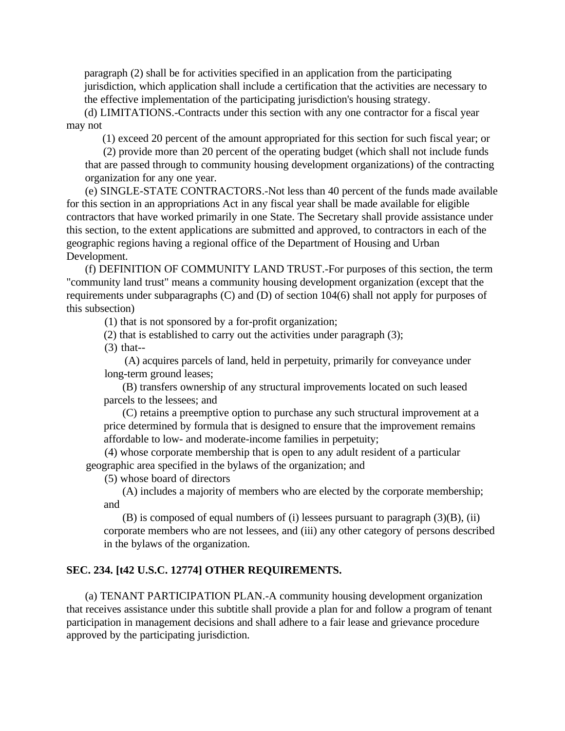paragraph (2) shall be for activities specified in an application from the participating jurisdiction, which application shall include a certification that the activities are necessary to the effective implementation of the participating jurisdiction's housing strategy.

(d) LIMITATIONS.-Contracts under this section with any one contractor for a fiscal year may not

(1) exceed 20 percent of the amount appropriated for this section for such fiscal year; or

(2) provide more than 20 percent of the operating budget (which shall not include funds that are passed through to community housing development organizations) of the contracting organization for any one year.

(e) SINGLE-STATE CONTRACTORS.-Not less than 40 percent of the funds made available for this section in an appropriations Act in any fiscal year shall be made available for eligible contractors that have worked primarily in one State. The Secretary shall provide assistance under this section, to the extent applications are submitted and approved, to contractors in each of the geographic regions having a regional office of the Department of Housing and Urban Development.

(f) DEFINITION OF COMMUNITY LAND TRUST.-For purposes of this section, the term "community land trust" means a community housing development organization (except that the requirements under subparagraphs (C) and (D) of section 104(6) shall not apply for purposes of this subsection)

(1) that is not sponsored by a for-profit organization;

(2) that is established to carry out the activities under paragraph (3);

(3) that--

(A) acquires parcels of land, held in perpetuity, primarily for conveyance under long-term ground leases;

(B) transfers ownership of any structural improvements located on such leased parcels to the lessees; and

(C) retains a preemptive option to purchase any such structural improvement at a price determined by formula that is designed to ensure that the improvement remains affordable to low- and moderate-income families in perpetuity;

(4) whose corporate membership that is open to any adult resident of a particular geographic area specified in the bylaws of the organization; and

(5) whose board of directors

(A) includes a majority of members who are elected by the corporate membership; and

(B) is composed of equal numbers of (i) lessees pursuant to paragraph (3)(B), (ii) corporate members who are not lessees, and (iii) any other category of persons described in the bylaws of the organization.

**SEC. 234. [t42 U.S.C. 12774] OTHER REQUIREMENTS.**

(a) TENANT PARTICIPATION PLAN.-A community housing development organization that receives assistance under this subtitle shall provide a plan for and follow a program of tenant participation in management decisions and shall adhere to a fair lease and grievance procedure approved by the participating jurisdiction.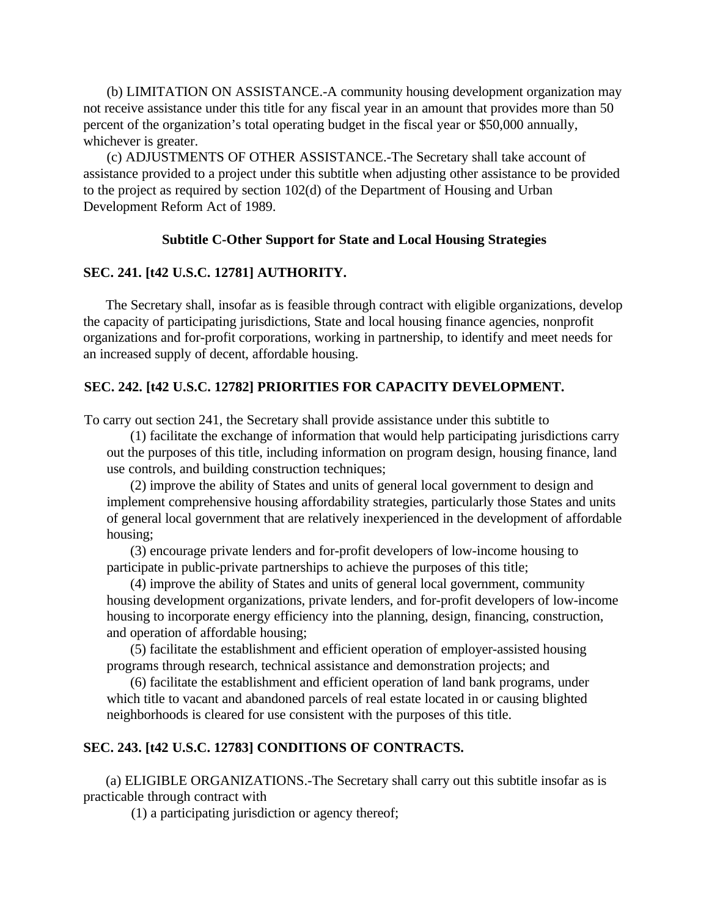(b) LIMITATION ON ASSISTANCE.-A community housing development organization may not receive assistance under this title for any fiscal year in an amount that provides more than 50 percent of the organization's total operating budget in the fiscal year or $50,000 annually, whichever is greater.

(c) ADJUSTMENTS OF OTHER ASSISTANCE.-The Secretary shall take account of assistance provided to a project under this subtitle when adjusting other assistance to be provided to the project as required by section 102(d) of the Department of Housing and Urban Development Reform Act of 1989.

### Subtitle C-Other Support for State and Local Housing Strategies

**SEC. 241. [t42 U.S.C. 12781] AUTHORITY.**

The Secretary shall, insofar as is feasible through contract with eligible organizations, develop the capacity of participating jurisdictions, State and local housing finance agencies, nonprofit organizations and for-profit corporations, working in partnership, to identify and meet needs for an increased supply of decent, affordable housing.

**SEC. 242. [t42 U.S.C. 12782] PRIORITIES FOR CAPACITY DEVELOPMENT.**

To carry out section 241, the Secretary shall provide assistance under this subtitle to

(1) facilitate the exchange of information that would help participating jurisdictions carry out the purposes of this title, including information on program design, housing finance, land use controls, and building construction techniques;

(2) improve the ability of States and units of general local government to design and implement comprehensive housing affordability strategies, particularly those States and units of general local government that are relatively inexperienced in the development of affordable housing;

(3) encourage private lenders and for-profit developers of low-income housing to participate in public-private partnerships to achieve the purposes of this title;

(4) improve the ability of States and units of general local government, community housing development organizations, private lenders, and for-profit developers of low-income housing to incorporate energy efficiency into the planning, design, financing, construction, and operation of affordable housing;

(5) facilitate the establishment and efficient operation of employer-assisted housing programs through research, technical assistance and demonstration projects; and

(6) facilitate the establishment and efficient operation of land bank programs, under which title to vacant and abandoned parcels of real estate located in or causing blighted neighborhoods is cleared for use consistent with the purposes of this title.

**SEC. 243. [t42 U.S.C. 12783] CONDITIONS OF CONTRACTS.**

(a) ELIGIBLE ORGANIZATIONS.-The Secretary shall carry out this subtitle insofar as is practicable through contract with

(1) a participating jurisdiction or agency thereof;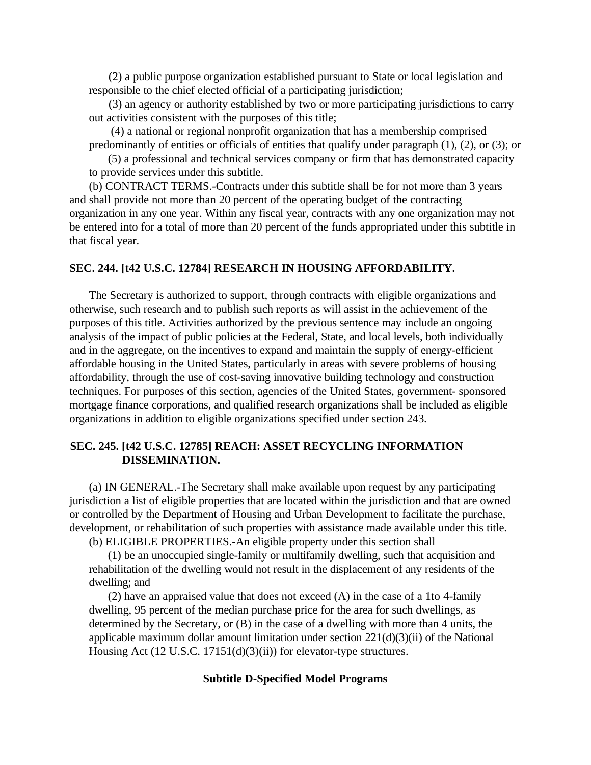(2) a public purpose organization established pursuant to State or local legislation and responsible to the chief elected official of a participating jurisdiction;

(3) an agency or authority established by two or more participating jurisdictions to carry out activities consistent with the purposes of this title;

(4) a national or regional nonprofit organization that has a membership comprised predominantly of entities or officials of entities that qualify under paragraph (1), (2), or (3); or

(5) a professional and technical services company or firm that has demonstrated capacity to provide services under this subtitle.

(b) CONTRACT TERMS.-Contracts under this subtitle shall be for not more than 3 years and shall provide not more than 20 percent of the operating budget of the contracting organization in any one year. Within any fiscal year, contracts with any one organization may not be entered into for a total of more than 20 percent of the funds appropriated under this subtitle in that fiscal year.

**SEC. 244. [t42 U.S.C. 12784] RESEARCH IN HOUSING AFFORDABILITY.**

The Secretary is authorized to support, through contracts with eligible organizations and otherwise, such research and to publish such reports as will assist in the achievement of the purposes of this title. Activities authorized by the previous sentence may include an ongoing analysis of the impact of public policies at the Federal, State, and local levels, both individually and in the aggregate, on the incentives to expand and maintain the supply of energy-efficient affordable housing in the United States, particularly in areas with severe problems of housing affordability, through the use of cost-saving innovative building technology and construction techniques. For purposes of this section, agencies of the United States, government- sponsored mortgage finance corporations, and qualified research organizations shall be included as eligible organizations in addition to eligible organizations specified under section 243.

**SEC. 245. [t42 U.S.C. 12785] REACH: ASSET RECYCLING INFORMATION DISSEMINATION.**

(a) IN GENERAL.-The Secretary shall make available upon request by any participating jurisdiction a list of eligible properties that are located within the jurisdiction and that are owned or controlled by the Department of Housing and Urban Development to facilitate the purchase, development, or rehabilitation of such properties with assistance made available under this title.

(b) ELIGIBLE PROPERTIES.-An eligible property under this section shall

(1) be an unoccupied single-family or multifamily dwelling, such that acquisition and rehabilitation of the dwelling would not result in the displacement of any residents of the dwelling; and

(2) have an appraised value that does not exceed (A) in the case of a 1to 4-family dwelling, 95 percent of the median purchase price for the area for such dwellings, as determined by the Secretary, or (B) in the case of a dwelling with more than 4 units, the applicable maximum dollar amount limitation under section 221(d)(3)(ii) of the National Housing Act (12 U.S.C. 17151(d)(3)(ii)) for elevator-type structures.

**Subtitle D-Specified Model Programs**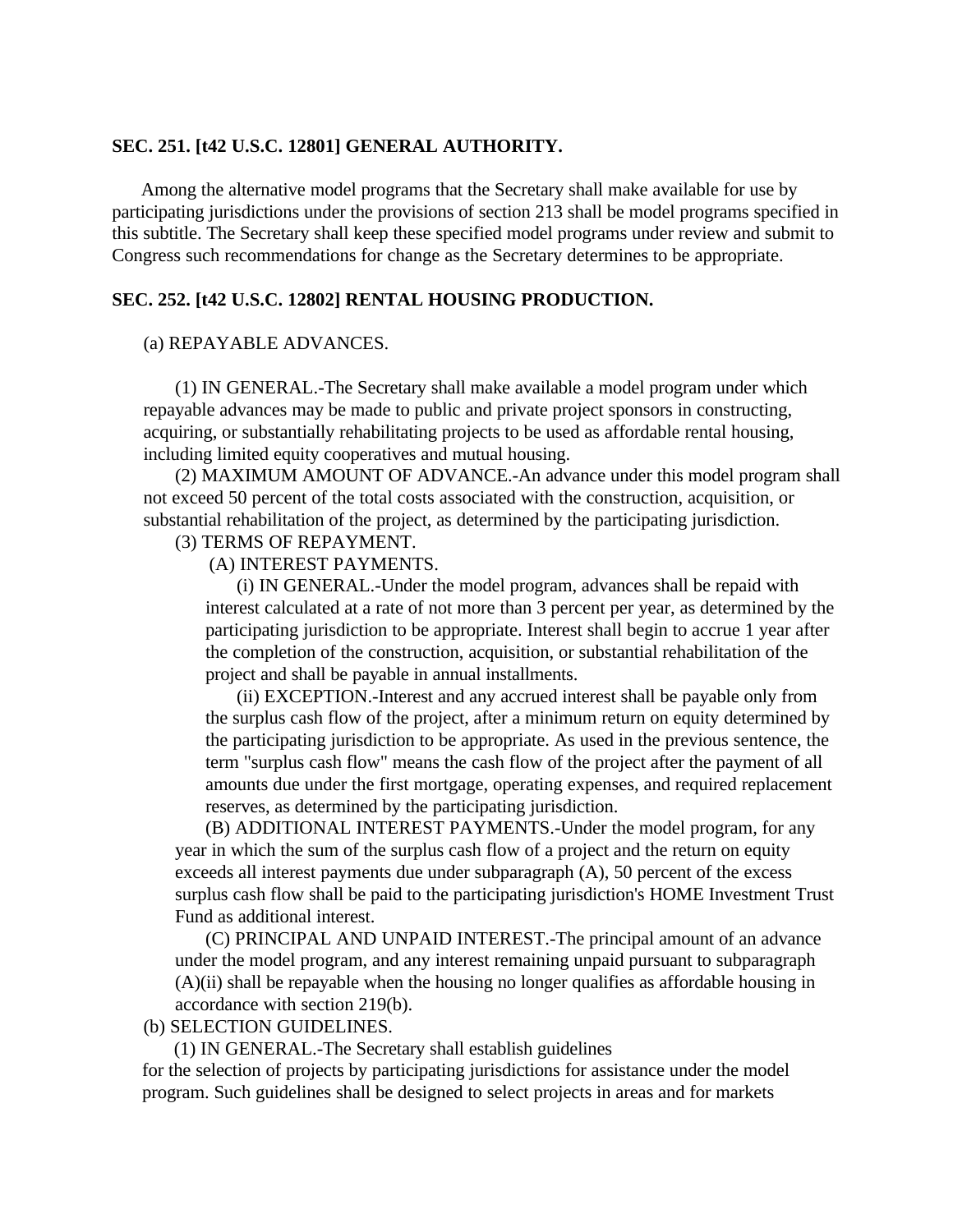**SEC. 251. [t42 U.S.C. 12801] GENERAL AUTHORITY.**

Among the alternative model programs that the Secretary shall make available for use by participating jurisdictions under the provisions of section 213 shall be model programs specified in this subtitle. The Secretary shall keep these specified model programs under review and submit to Congress such recommendations for change as the Secretary determines to be appropriate.

**SEC. 252. [t42 U.S.C. 12802] RENTAL HOUSING PRODUCTION.**

(a) REPAYABLE ADVANCES.

(1) IN GENERAL.-The Secretary shall make available a model program under which repayable advances may be made to public and private project sponsors in constructing, acquiring, or substantially rehabilitating projects to be used as affordable rental housing, including limited equity cooperatives and mutual housing.

(2) MAXIMUM AMOUNT OF ADVANCE.-An advance under this model program shall not exceed 50 percent of the total costs associated with the construction, acquisition, or substantial rehabilitation of the project, as determined by the participating jurisdiction.

(3) TERMS OF REPAYMENT.

(A) INTEREST PAYMENTS.

(i) IN GENERAL.-Under the model program, advances shall be repaid with interest calculated at a rate of not more than 3 percent per year, as determined by the participating jurisdiction to be appropriate. Interest shall begin to accrue 1 year after the completion of the construction, acquisition, or substantial rehabilitation of the project and shall be payable in annual installments.

(ii) EXCEPTION.-Interest and any accrued interest shall be payable only from the surplus cash flow of the project, after a minimum return on equity determined by the participating jurisdiction to be appropriate. As used in the previous sentence, the term "surplus cash flow" means the cash flow of the project after the payment of all amounts due under the first mortgage, operating expenses, and required replacement reserves, as determined by the participating jurisdiction.

(B) ADDITIONAL INTEREST PAYMENTS.-Under the model program, for any year in which the sum of the surplus cash flow of a project and the return on equity exceeds all interest payments due under subparagraph (A), 50 percent of the excess surplus cash flow shall be paid to the participating jurisdiction's HOME Investment Trust Fund as additional interest.

(C) PRINCIPAL AND UNPAID INTEREST.-The principal amount of an advance under the model program, and any interest remaining unpaid pursuant to subparagraph (A)(ii) shall be repayable when the housing no longer qualifies as affordable housing in accordance with section 219(b).

(b) SELECTION GUIDELINES.

(1) IN GENERAL.-The Secretary shall establish guidelines for the selection of projects by participating jurisdictions for assistance under the model program. Such guidelines shall be designed to select projects in areas and for markets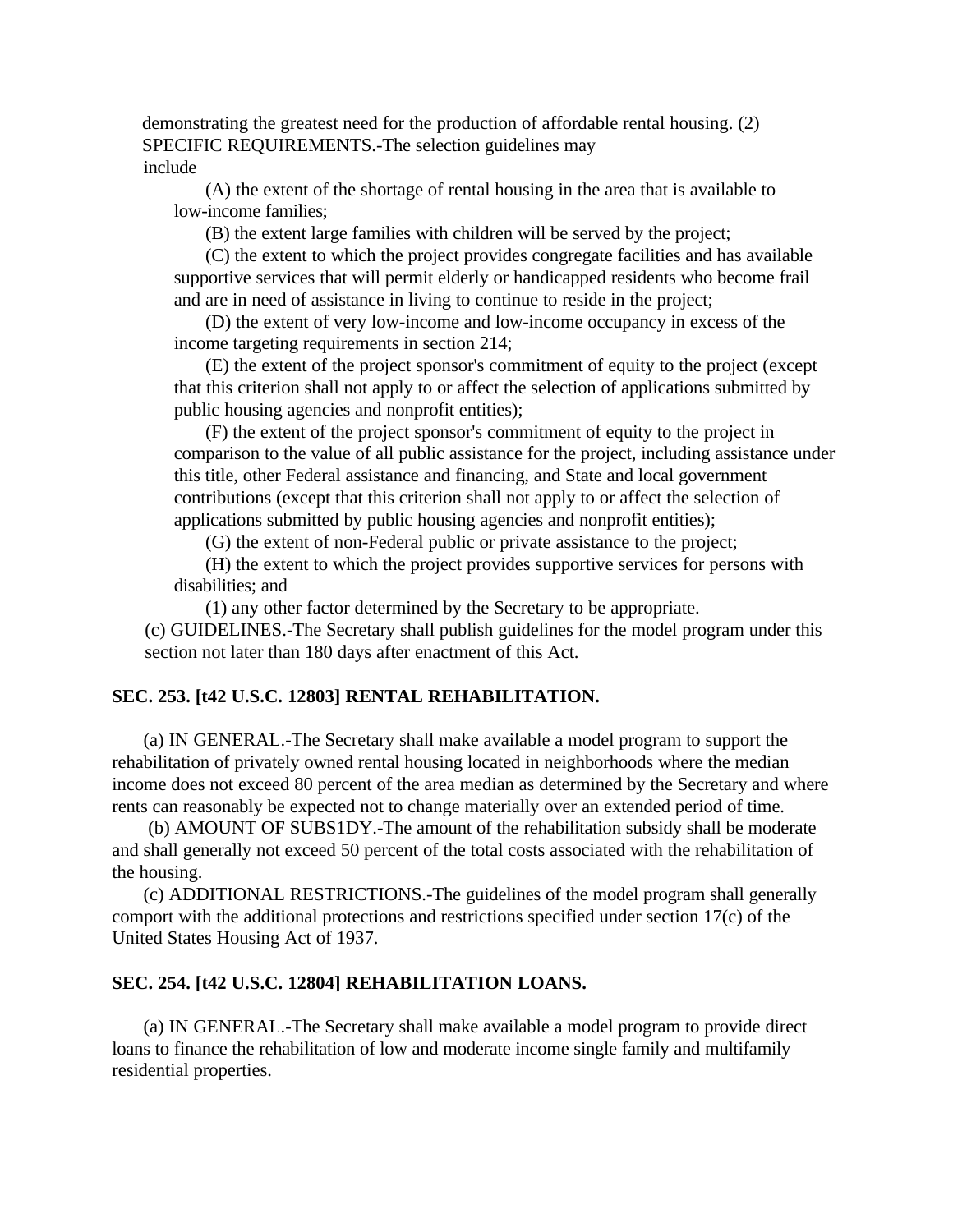demonstrating the greatest need for the production of affordable rental housing. (2) SPECIFIC REQUIREMENTS.-The selection guidelines may include

(A) the extent of the shortage of rental housing in the area that is available to low-income families;

(B) the extent large families with children will be served by the project;

(C) the extent to which the project provides congregate facilities and has available supportive services that will permit elderly or handicapped residents who become frail and are in need of assistance in living to continue to reside in the project;

(D) the extent of very low-income and low-income occupancy in excess of the income targeting requirements in section 214;

(E) the extent of the project sponsor's commitment of equity to the project (except that this criterion shall not apply to or affect the selection of applications submitted by public housing agencies and nonprofit entities);

(F) the extent of the project sponsor's commitment of equity to the project in comparison to the value of all public assistance for the project, including assistance under this title, other Federal assistance and financing, and State and local government contributions (except that this criterion shall not apply to or affect the selection of applications submitted by public housing agencies and nonprofit entities);

(G) the extent of non-Federal public or private assistance to the project;

(H) the extent to which the project provides supportive services for persons with disabilities; and

(1) any other factor determined by the Secretary to be appropriate.

(c) GUIDELINES.-The Secretary shall publish guidelines for the model program under this section not later than 180 days after enactment of this Act.

**SEC. 253. [t42 U.S.C. 12803] RENTAL REHABILITATION.**

(a) IN GENERAL.-The Secretary shall make available a model program to support the rehabilitation of privately owned rental housing located in neighborhoods where the median income does not exceed 80 percent of the area median as determined by the Secretary and where rents can reasonably be expected not to change materially over an extended period of time.

(b) AMOUNT OF SUBS1DY.-The amount of the rehabilitation subsidy shall be moderate and shall generally not exceed 50 percent of the total costs associated with the rehabilitation of the housing.

(c) ADDITIONAL RESTRICTIONS.-The guidelines of the model program shall generally comport with the additional protections and restrictions specified under section 17(c) of the United States Housing Act of 1937.

**SEC. 254. [t42 U.S.C. 12804] REHABILITATION LOANS.**

(a) IN GENERAL.-The Secretary shall make available a model program to provide direct loans to finance the rehabilitation of low and moderate income single family and multifamily residential properties.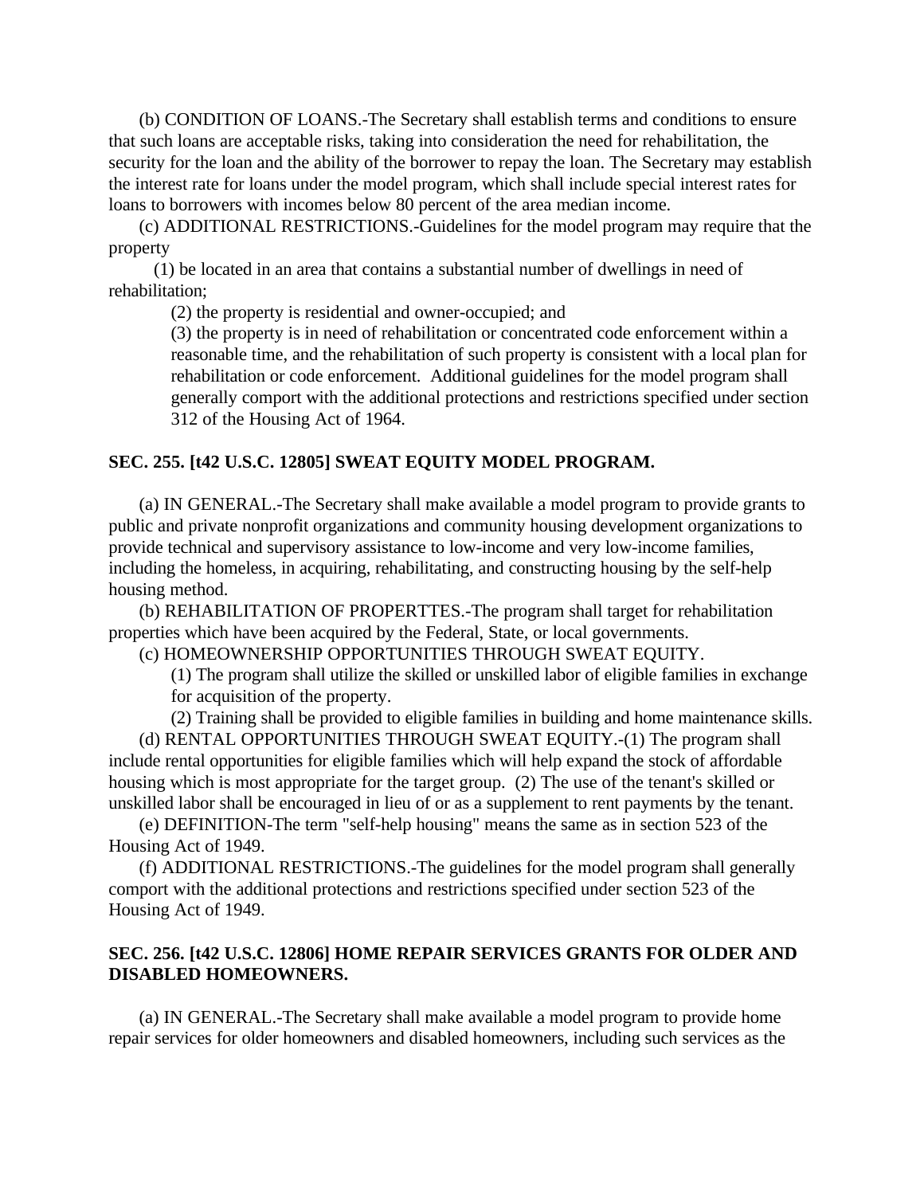(b) CONDITION OF LOANS.-The Secretary shall establish terms and conditions to ensure that such loans are acceptable risks, taking into consideration the need for rehabilitation, the security for the loan and the ability of the borrower to repay the loan. The Secretary may establish the interest rate for loans under the model program, which shall include special interest rates for loans to borrowers with incomes below 80 percent of the area median income.

(c) ADDITIONAL RESTRICTIONS.-Guidelines for the model program may require that the property

(1) be located in an area that contains a substantial number of dwellings in need of rehabilitation;

(2) the property is residential and owner-occupied; and

(3) the property is in need of rehabilitation or concentrated code enforcement within a reasonable time, and the rehabilitation of such property is consistent with a local plan for rehabilitation or code enforcement. Additional guidelines for the model program shall generally comport with the additional protections and restrictions specified under section 312 of the Housing Act of 1964.

**SEC. 255. [t42 U.S.C. 12805] SWEAT EQUITY MODEL PROGRAM.**

(a) IN GENERAL.-The Secretary shall make available a model program to provide grants to public and private nonprofit organizations and community housing development organizations to provide technical and supervisory assistance to low-income and very low-income families, including the homeless, in acquiring, rehabilitating, and constructing housing by the self-help housing method.

(b) REHABILITATION OF PROPERTTES.-The program shall target for rehabilitation properties which have been acquired by the Federal, State, or local governments.

(c) HOMEOWNERSHIP OPPORTUNITIES THROUGH SWEAT EQUITY.

(1) The program shall utilize the skilled or unskilled labor of eligible families in exchange for acquisition of the property.

(2) Training shall be provided to eligible families in building and home maintenance skills.

(d) RENTAL OPPORTUNITIES THROUGH SWEAT EQUITY.-(1) The program shall include rental opportunities for eligible families which will help expand the stock of affordable housing which is most appropriate for the target group. (2) The use of the tenant's skilled or unskilled labor shall be encouraged in lieu of or as a supplement to rent payments by the tenant.

(e) DEFINITION-The term "self-help housing" means the same as in section 523 of the Housing Act of 1949.

(f) ADDITIONAL RESTRICTIONS.-The guidelines for the model program shall generally comport with the additional protections and restrictions specified under section 523 of the Housing Act of 1949.

**SEC. 256. [t42 U.S.C. 12806] HOME REPAIR SERVICES GRANTS FOR OLDER AND DISABLED HOMEOWNERS.**

(a) IN GENERAL.-The Secretary shall make available a model program to provide home repair services for older homeowners and disabled homeowners, including such services as the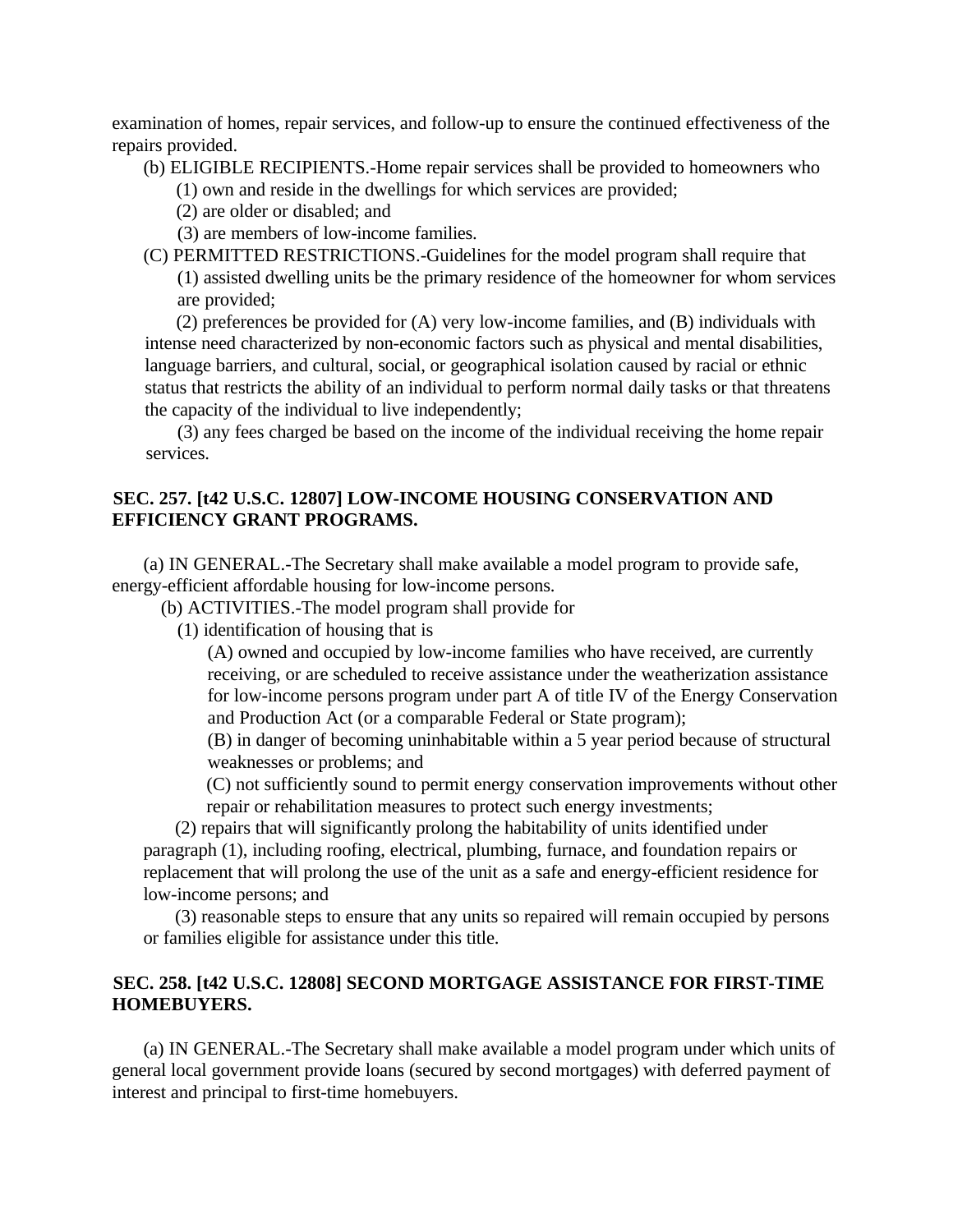examination of homes, repair services, and follow-up to ensure the continued effectiveness of the repairs provided.

(b) ELIGIBLE RECIPIENTS.-Home repair services shall be provided to homeowners who

(1) own and reside in the dwellings for which services are provided;

(2) are older or disabled; and

(3) are members of low-income families.

(C) PERMITTED RESTRICTIONS.-Guidelines for the model program shall require that

(1) assisted dwelling units be the primary residence of the homeowner for whom services are provided;

(2) preferences be provided for (A) very low-income families, and (B) individuals with intense need characterized by non-economic factors such as physical and mental disabilities, language barriers, and cultural, social, or geographical isolation caused by racial or ethnic status that restricts the ability of an individual to perform normal daily tasks or that threatens the capacity of the individual to live independently;

(3) any fees charged be based on the income of the individual receiving the home repair services.

**SEC. 257. [t42 U.S.C. 12807] LOW-INCOME HOUSING CONSERVATION AND EFFICIENCY GRANT PROGRAMS.**

(a) IN GENERAL.-The Secretary shall make available a model program to provide safe, energy-efficient affordable housing for low-income persons.

(b) ACTIVITIES.-The model program shall provide for

(1) identification of housing that is

(A) owned and occupied by low-income families who have received, are currently receiving, or are scheduled to receive assistance under the weatherization assistance for low-income persons program under part A of title IV of the Energy Conservation and Production Act (or a comparable Federal or State program);

(B) in danger of becoming uninhabitable within a 5 year period because of structural weaknesses or problems; and

(C) not sufficiently sound to permit energy conservation improvements without other repair or rehabilitation measures to protect such energy investments;

(2) repairs that will significantly prolong the habitability of units identified under paragraph (1), including roofing, electrical, plumbing, furnace, and foundation repairs or replacement that will prolong the use of the unit as a safe and energy-efficient residence for low-income persons; and

(3) reasonable steps to ensure that any units so repaired will remain occupied by persons or families eligible for assistance under this title.

**SEC. 258. [t42 U.S.C. 12808] SECOND MORTGAGE ASSISTANCE FOR FIRST-TIME HOMEBUYERS.**

(a) IN GENERAL.-The Secretary shall make available a model program under which units of general local government provide loans (secured by second mortgages) with deferred payment of interest and principal to first-time homebuyers.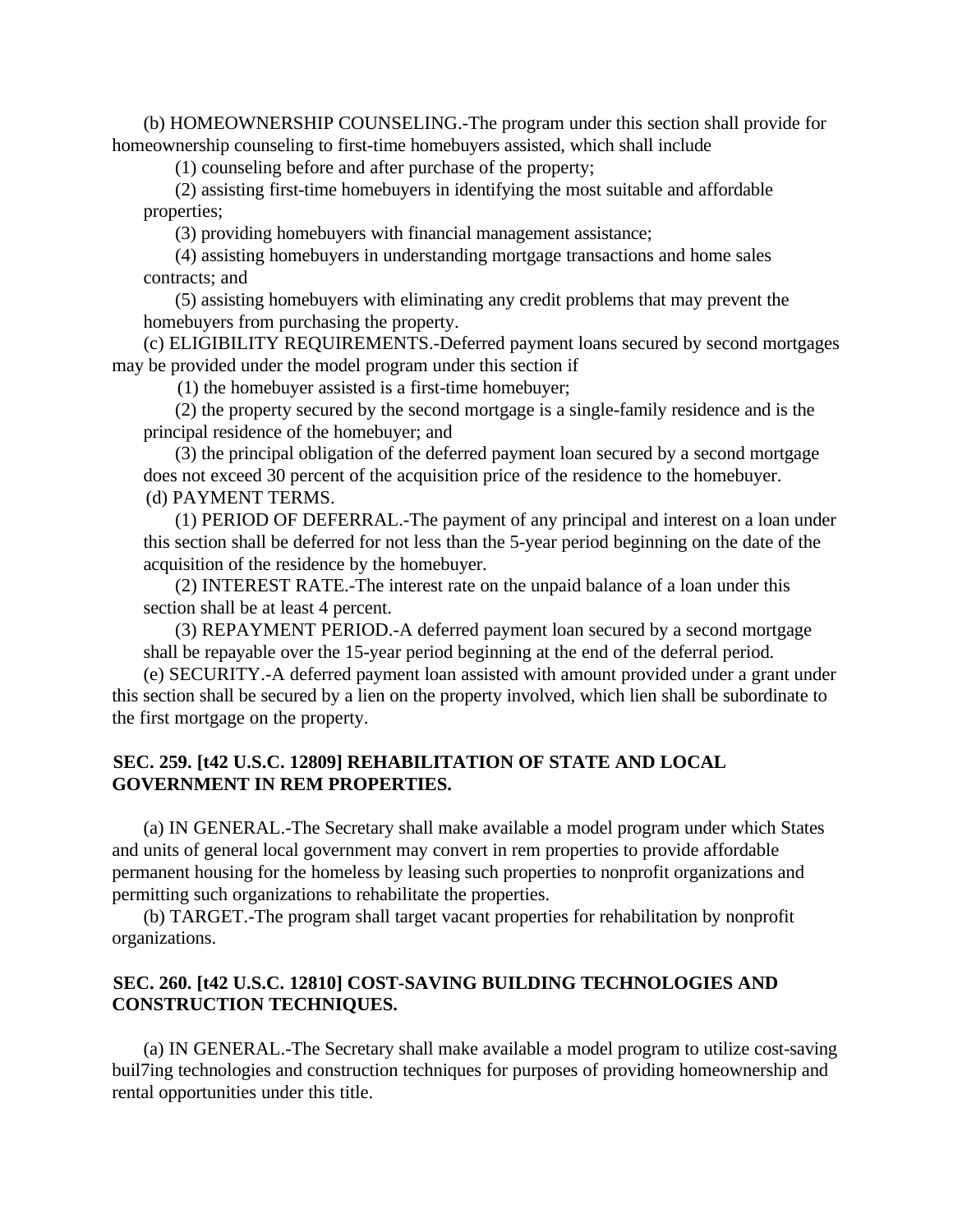(b) HOMEOWNERSHIP COUNSELING.-The program under this section shall provide for homeownership counseling to first-time homebuyers assisted, which shall include

(1) counseling before and after purchase of the property;

(2) assisting first-time homebuyers in identifying the most suitable and affordable properties;

(3) providing homebuyers with financial management assistance;

(4) assisting homebuyers in understanding mortgage transactions and home sales contracts; and

(5) assisting homebuyers with eliminating any credit problems that may prevent the homebuyers from purchasing the property.

(c) ELIGIBILITY REQUIREMENTS.-Deferred payment loans secured by second mortgages may be provided under the model program under this section if

(1) the homebuyer assisted is a first-time homebuyer;

(2) the property secured by the second mortgage is a single-family residence and is the principal residence of the homebuyer; and

(3) the principal obligation of the deferred payment loan secured by a second mortgage does not exceed 30 percent of the acquisition price of the residence to the homebuyer.

(d) PAYMENT TERMS.

(1) PERIOD OF DEFERRAL.-The payment of any principal and interest on a loan under this section shall be deferred for not less than the 5-year period beginning on the date of the acquisition of the residence by the homebuyer.

(2) INTEREST RATE.-The interest rate on the unpaid balance of a loan under this section shall be at least 4 percent.

(3) REPAYMENT PERIOD.-A deferred payment loan secured by a second mortgage shall be repayable over the 15-year period beginning at the end of the deferral period.

(e) SECURITY.-A deferred payment loan assisted with amount provided under a grant under this section shall be secured by a lien on the property involved, which lien shall be subordinate to the first mortgage on the property.

## SEC. 259. [t42 U.S.C. 12809] REHABILITATION OF STATE AND LOCAL GOVERNMENT IN REM PROPERTIES.

(a) IN GENERAL.-The Secretary shall make available a model program under which States and units of general local government may convert in rem properties to provide affordable permanent housing for the homeless by leasing such properties to nonprofit organizations and permitting such organizations to rehabilitate the properties.

(b) TARGET.-The program shall target vacant properties for rehabilitation by nonprofit organizations.

## SEC. 260. [t42 U.S.C. 12810] COST-SAVING BUILDING TECHNOLOGIES AND CONSTRUCTION TECHNIQUES.

(a) IN GENERAL.-The Secretary shall make available a model program to utilize cost-saving buil7ing technologies and construction techniques for purposes of providing homeownership and rental opportunities under this title.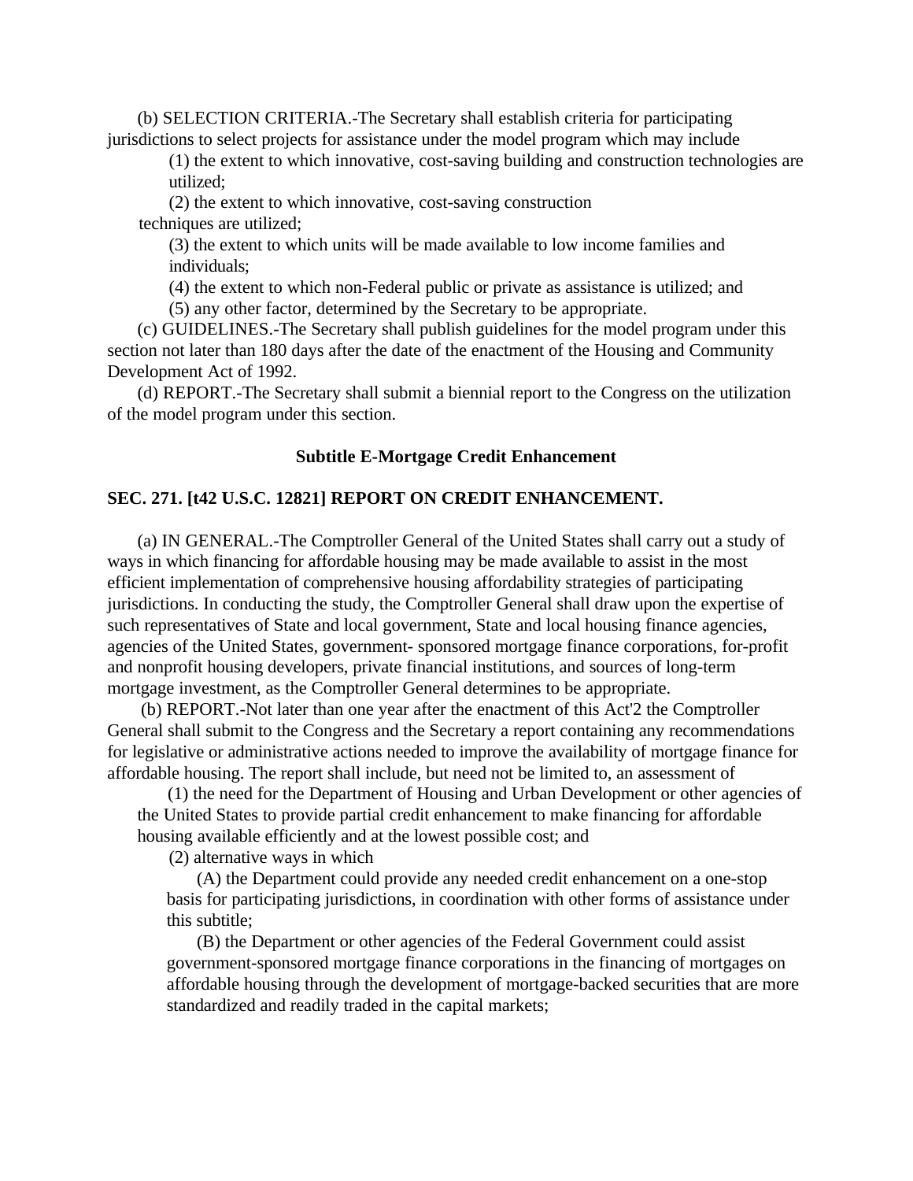(b) SELECTION CRITERIA.-The Secretary shall establish criteria for participating jurisdictions to select projects for assistance under the model program which may include

(1) the extent to which innovative, cost-saving building and construction technologies are utilized;

(2) the extent to which innovative, cost-saving construction techniques are utilized;

(3) the extent to which units will be made available to low income families and individuals;

(4) the extent to which non-Federal public or private as assistance is utilized; and

(5) any other factor, determined by the Secretary to be appropriate.

(c) GUIDELINES.-The Secretary shall publish guidelines for the model program under this section not later than 180 days after the date of the enactment of the Housing and Community Development Act of 1992.

(d) REPORT.-The Secretary shall submit a biennial report to the Congress on the utilization of the model program under this section.

### Subtitle E-Mortgage Credit Enhancement

**SEC. 271. [t42 U.S.C. 12821] REPORT ON CREDIT ENHANCEMENT.**

(a) IN GENERAL.-The Comptroller General of the United States shall carry out a study of ways in which financing for affordable housing may be made available to assist in the most efficient implementation of comprehensive housing affordability strategies of participating jurisdictions. In conducting the study, the Comptroller General shall draw upon the expertise of such representatives of State and local government, State and local housing finance agencies, agencies of the United States, government- sponsored mortgage finance corporations, for-profit and nonprofit housing developers, private financial institutions, and sources of long-term mortgage investment, as the Comptroller General determines to be appropriate.

(b) REPORT.-Not later than one year after the enactment of this Act'2 the Comptroller General shall submit to the Congress and the Secretary a report containing any recommendations for legislative or administrative actions needed to improve the availability of mortgage finance for affordable housing. The report shall include, but need not be limited to, an assessment of

(1) the need for the Department of Housing and Urban Development or other agencies of the United States to provide partial credit enhancement to make financing for affordable housing available efficiently and at the lowest possible cost; and

(2) alternative ways in which

(A) the Department could provide any needed credit enhancement on a one-stop basis for participating jurisdictions, in coordination with other forms of assistance under this subtitle;

(B) the Department or other agencies of the Federal Government could assist government-sponsored mortgage finance corporations in the financing of mortgages on affordable housing through the development of mortgage-backed securities that are more standardized and readily traded in the capital markets;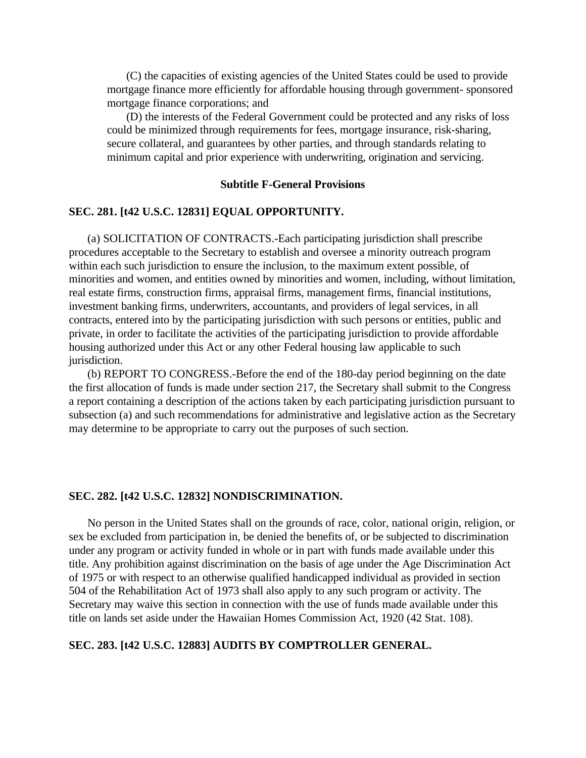(C) the capacities of existing agencies of the United States could be used to provide mortgage finance more efficiently for affordable housing through government- sponsored mortgage finance corporations; and

(D) the interests of the Federal Government could be protected and any risks of loss could be minimized through requirements for fees, mortgage insurance, risk-sharing, secure collateral, and guarantees by other parties, and through standards relating to minimum capital and prior experience with underwriting, origination and servicing.

### Subtitle F-General Provisions

**SEC. 281. [t42 U.S.C. 12831] EQUAL OPPORTUNITY.**

(a) SOLICITATION OF CONTRACTS.-Each participating jurisdiction shall prescribe procedures acceptable to the Secretary to establish and oversee a minority outreach program within each such jurisdiction to ensure the inclusion, to the maximum extent possible, of minorities and women, and entities owned by minorities and women, including, without limitation, real estate firms, construction firms, appraisal firms, management firms, financial institutions, investment banking firms, underwriters, accountants, and providers of legal services, in all contracts, entered into by the participating jurisdiction with such persons or entities, public and private, in order to facilitate the activities of the participating jurisdiction to provide affordable housing authorized under this Act or any other Federal housing law applicable to such jurisdiction.

(b) REPORT TO CONGRESS.-Before the end of the 180-day period beginning on the date the first allocation of funds is made under section 217, the Secretary shall submit to the Congress a report containing a description of the actions taken by each participating jurisdiction pursuant to subsection (a) and such recommendations for administrative and legislative action as the Secretary may determine to be appropriate to carry out the purposes of such section.

**SEC. 282. [t42 U.S.C. 12832] NONDISCRIMINATION.**

No person in the United States shall on the grounds of race, color, national origin, religion, or sex be excluded from participation in, be denied the benefits of, or be subjected to discrimination under any program or activity funded in whole or in part with funds made available under this title. Any prohibition against discrimination on the basis of age under the Age Discrimination Act of 1975 or with respect to an otherwise qualified handicapped individual as provided in section 504 of the Rehabilitation Act of 1973 shall also apply to any such program or activity. The Secretary may waive this section in connection with the use of funds made available under this title on lands set aside under the Hawaiian Homes Commission Act, 1920 (42 Stat. 108).

**SEC. 283. [t42 U.S.C. 12883] AUDITS BY COMPTROLLER GENERAL.**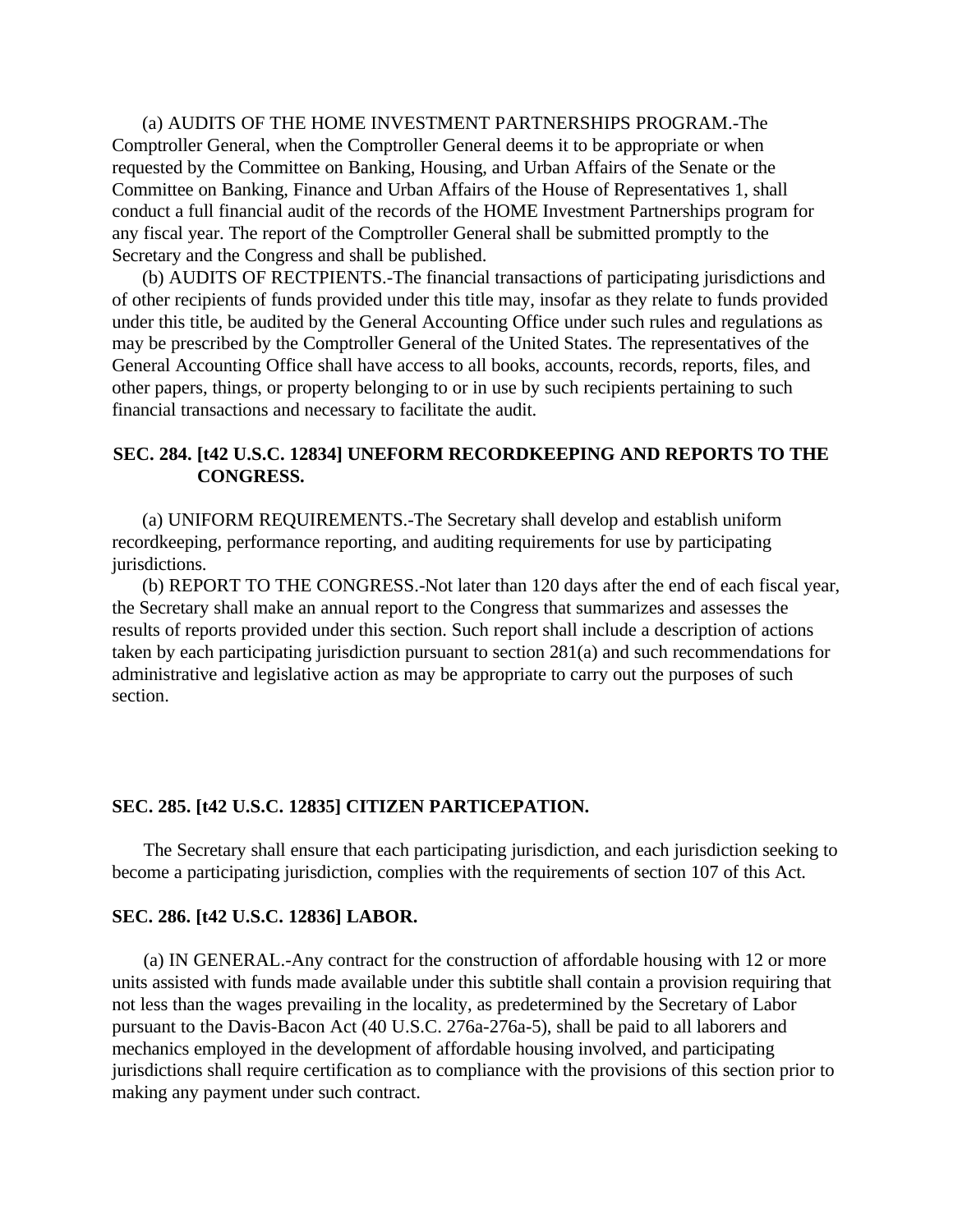(a) AUDITS OF THE HOME INVESTMENT PARTNERSHIPS PROGRAM.-The Comptroller General, when the Comptroller General deems it to be appropriate or when requested by the Committee on Banking, Housing, and Urban Affairs of the Senate or the Committee on Banking, Finance and Urban Affairs of the House of Representatives 1, shall conduct a full financial audit of the records of the HOME Investment Partnerships program for any fiscal year. The report of the Comptroller General shall be submitted promptly to the Secretary and the Congress and shall be published.

(b) AUDITS OF RECTPIENTS.-The financial transactions of participating jurisdictions and of other recipients of funds provided under this title may, insofar as they relate to funds provided under this title, be audited by the General Accounting Office under such rules and regulations as may be prescribed by the Comptroller General of the United States. The representatives of the General Accounting Office shall have access to all books, accounts, records, reports, files, and other papers, things, or property belonging to or in use by such recipients pertaining to such financial transactions and necessary to facilitate the audit.

**SEC. 284. [t42 U.S.C. 12834] UNEFORM RECORDKEEPING AND REPORTS TO THE CONGRESS.**

(a) UNIFORM REQUIREMENTS.-The Secretary shall develop and establish uniform recordkeeping, performance reporting, and auditing requirements for use by participating jurisdictions.

(b) REPORT TO THE CONGRESS.-Not later than 120 days after the end of each fiscal year, the Secretary shall make an annual report to the Congress that summarizes and assesses the results of reports provided under this section. Such report shall include a description of actions taken by each participating jurisdiction pursuant to section 281(a) and such recommendations for administrative and legislative action as may be appropriate to carry out the purposes of such section.

**SEC. 285. [t42 U.S.C. 12835] CITIZEN PARTICEPATION.**

The Secretary shall ensure that each participating jurisdiction, and each jurisdiction seeking to become a participating jurisdiction, complies with the requirements of section 107 of this Act.

**SEC. 286. [t42 U.S.C. 12836] LABOR.**

(a) IN GENERAL.-Any contract for the construction of affordable housing with 12 or more units assisted with funds made available under this subtitle shall contain a provision requiring that not less than the wages prevailing in the locality, as predetermined by the Secretary of Labor pursuant to the Davis-Bacon Act (40 U.S.C. 276a-276a-5), shall be paid to all laborers and mechanics employed in the development of affordable housing involved, and participating jurisdictions shall require certification as to compliance with the provisions of this section prior to making any payment under such contract.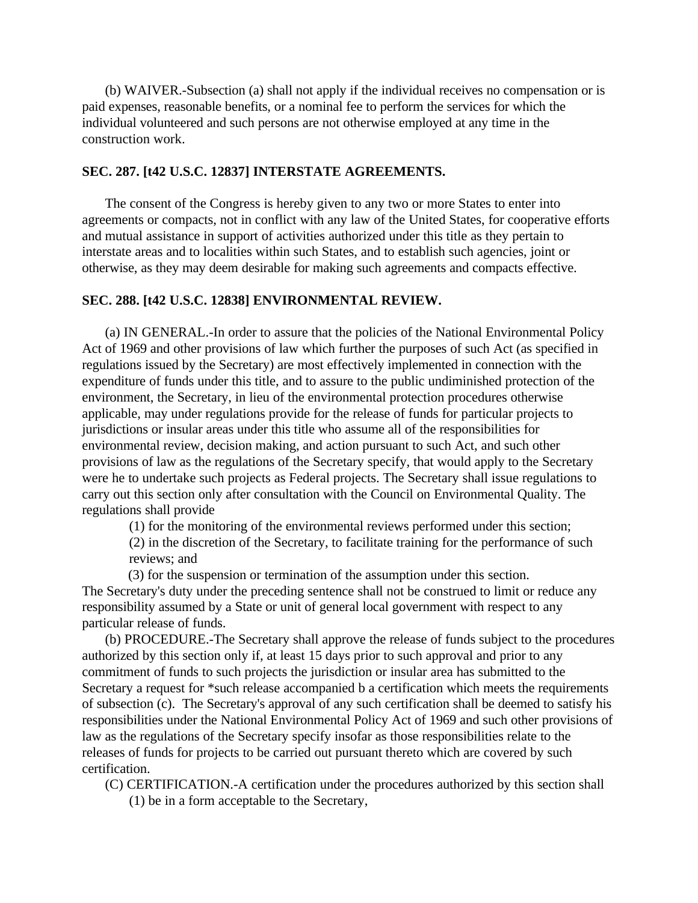(b) WAIVER.-Subsection (a) shall not apply if the individual receives no compensation or is paid expenses, reasonable benefits, or a nominal fee to perform the services for which the individual volunteered and such persons are not otherwise employed at any time in the construction work.

**SEC. 287. [t42 U.S.C. 12837] INTERSTATE AGREEMENTS.**

The consent of the Congress is hereby given to any two or more States to enter into agreements or compacts, not in conflict with any law of the United States, for cooperative efforts and mutual assistance in support of activities authorized under this title as they pertain to interstate areas and to localities within such States, and to establish such agencies, joint or otherwise, as they may deem desirable for making such agreements and compacts effective.

**SEC. 288. [t42 U.S.C. 12838] ENVIRONMENTAL REVIEW.**

(a) IN GENERAL.-In order to assure that the policies of the National Environmental Policy Act of 1969 and other provisions of law which further the purposes of such Act (as specified in regulations issued by the Secretary) are most effectively implemented in connection with the expenditure of funds under this title, and to assure to the public undiminished protection of the environment, the Secretary, in lieu of the environmental protection procedures otherwise applicable, may under regulations provide for the release of funds for particular projects to jurisdictions or insular areas under this title who assume all of the responsibilities for environmental review, decision making, and action pursuant to such Act, and such other provisions of law as the regulations of the Secretary specify, that would apply to the Secretary were he to undertake such projects as Federal projects. The Secretary shall issue regulations to carry out this section only after consultation with the Council on Environmental Quality. The regulations shall provide

(1) for the monitoring of the environmental reviews performed under this section;

(2) in the discretion of the Secretary, to facilitate training for the performance of such reviews; and

(3) for the suspension or termination of the assumption under this section.

The Secretary's duty under the preceding sentence shall not be construed to limit or reduce any responsibility assumed by a State or unit of general local government with respect to any particular release of funds.

(b) PROCEDURE.-The Secretary shall approve the release of funds subject to the procedures authorized by this section only if, at least 15 days prior to such approval and prior to any commitment of funds to such projects the jurisdiction or insular area has submitted to the Secretary a request for *such release accompanied b a certification which meets the requirements of subsection (c). The Secretary's approval of any such certification shall be deemed to satisfy his responsibilities under the National Environmental Policy Act of 1969 and such other provisions of law as the regulations of the Secretary specify insofar as those responsibilities relate to the releases of funds for projects to be carried out pursuant thereto which are covered by such certification.

(C) CERTIFICATION.-A certification under the procedures authorized by this section shall

(1) be in a form acceptable to the Secretary,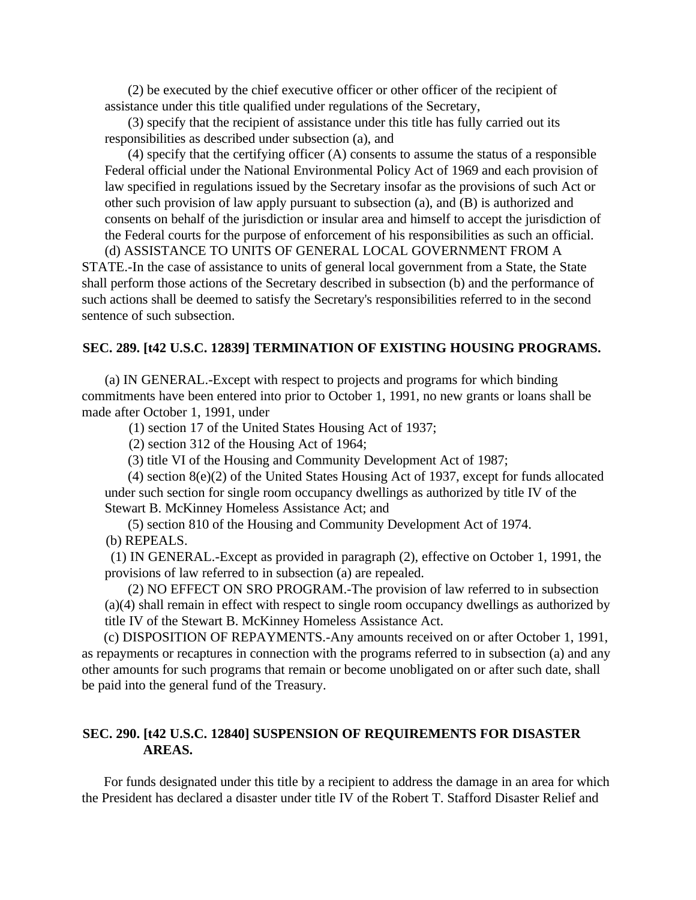(2) be executed by the chief executive officer or other officer of the recipient of assistance under this title qualified under regulations of the Secretary,

(3) specify that the recipient of assistance under this title has fully carried out its responsibilities as described under subsection (a), and

(4) specify that the certifying officer (A) consents to assume the status of a responsible Federal official under the National Environmental Policy Act of 1969 and each provision of law specified in regulations issued by the Secretary insofar as the provisions of such Act or other such provision of law apply pursuant to subsection (a), and (B) is authorized and consents on behalf of the jurisdiction or insular area and himself to accept the jurisdiction of the Federal courts for the purpose of enforcement of his responsibilities as such an official.

(d) ASSISTANCE TO UNITS OF GENERAL LOCAL GOVERNMENT FROM A STATE.-In the case of assistance to units of general local government from a State, the State shall perform those actions of the Secretary described in subsection (b) and the performance of such actions shall be deemed to satisfy the Secretary's responsibilities referred to in the second sentence of such subsection.

**SEC. 289. [t42 U.S.C. 12839] TERMINATION OF EXISTING HOUSING PROGRAMS.**

(a) IN GENERAL.-Except with respect to projects and programs for which binding commitments have been entered into prior to October 1, 1991, no new grants or loans shall be made after October 1, 1991, under

(1) section 17 of the United States Housing Act of 1937;

(2) section 312 of the Housing Act of 1964;

(3) title VI of the Housing and Community Development Act of 1987;

(4) section 8(e)(2) of the United States Housing Act of 1937, except for funds allocated under such section for single room occupancy dwellings as authorized by title IV of the Stewart B. McKinney Homeless Assistance Act; and

(5) section 810 of the Housing and Community Development Act of 1974.

(b) REPEALS.

(1) IN GENERAL.-Except as provided in paragraph (2), effective on October 1, 1991, the provisions of law referred to in subsection (a) are repealed.

(2) NO EFFECT ON SRO PROGRAM.-The provision of law referred to in subsection (a)(4) shall remain in effect with respect to single room occupancy dwellings as authorized by title IV of the Stewart B. McKinney Homeless Assistance Act.

(c) DISPOSITION OF REPAYMENTS.-Any amounts received on or after October 1, 1991, as repayments or recaptures in connection with the programs referred to in subsection (a) and any other amounts for such programs that remain or become unobligated on or after such date, shall be paid into the general fund of the Treasury.

**SEC. 290. [t42 U.S.C. 12840] SUSPENSION OF REQUIREMENTS FOR DISASTER AREAS.**

For funds designated under this title by a recipient to address the damage in an area for which the President has declared a disaster under title IV of the Robert T. Stafford Disaster Relief and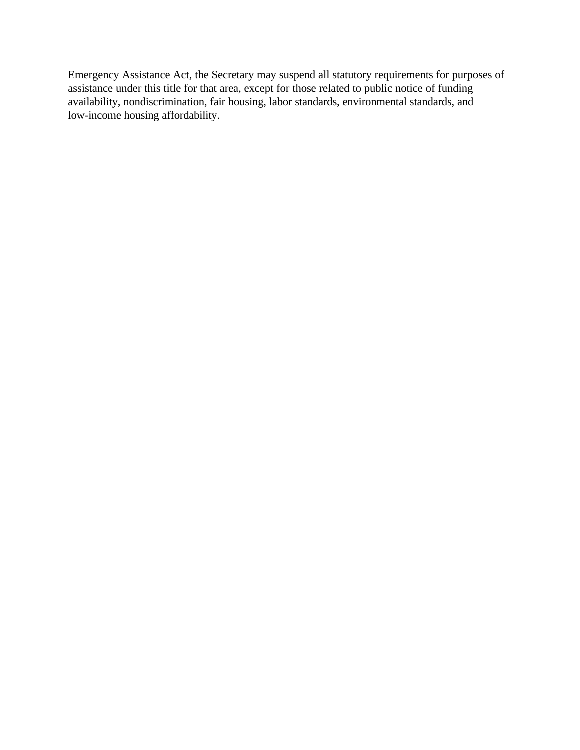Emergency Assistance Act, the Secretary may suspend all statutory requirements for purposes of assistance under this title for that area, except for those related to public notice of funding availability, nondiscrimination, fair housing, labor standards, environmental standards, and low-income housing affordability.